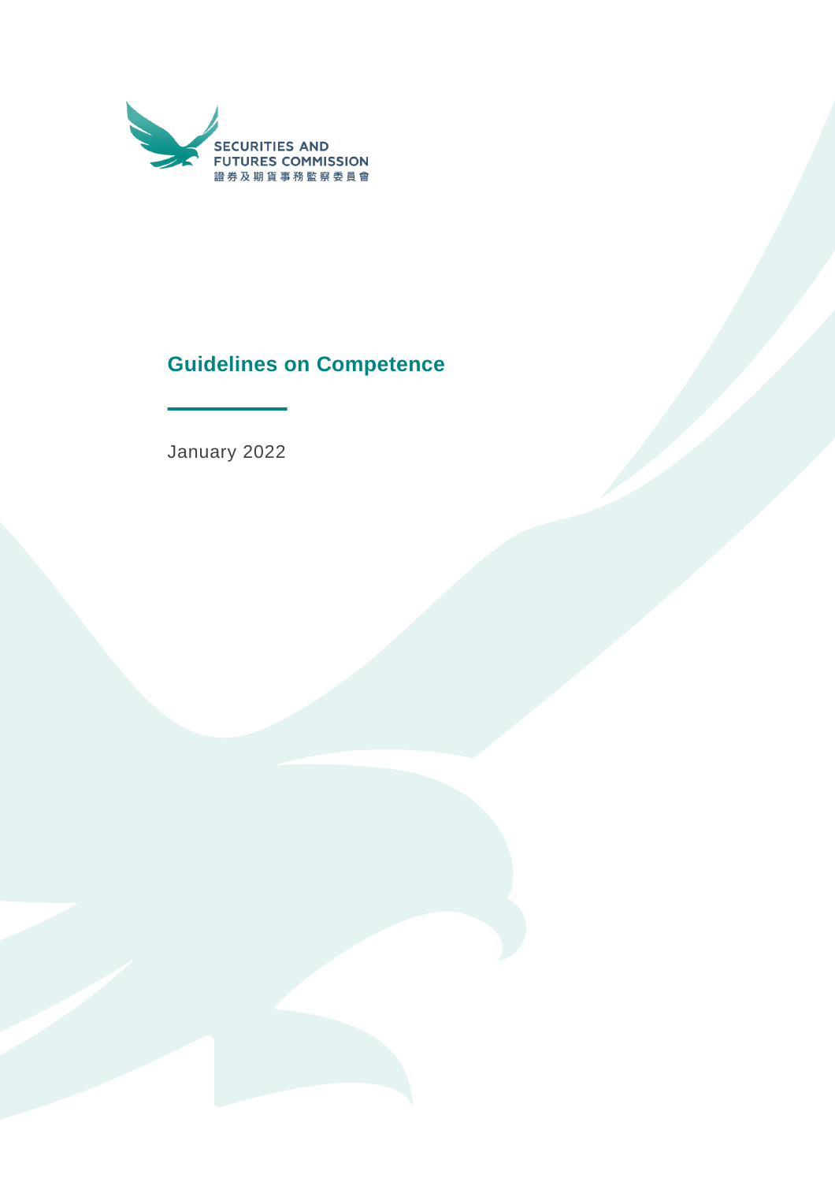SECURITIES AND FUTURES COMMISSION
證券及期貨事務監察委員會

# Guidelines on Competence

January 2022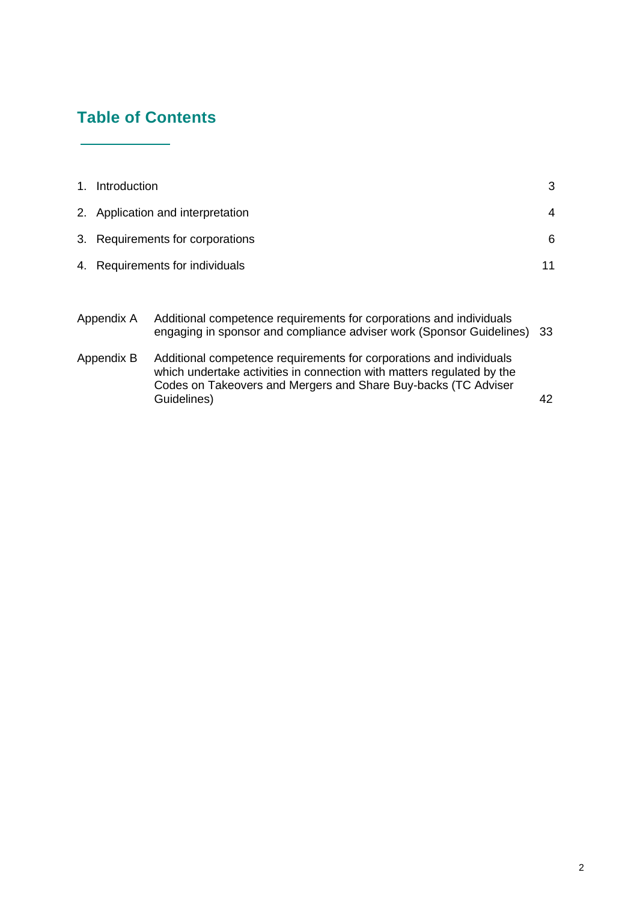# Table of Contents

| | | |
|---|---|---|
| 1. | Introduction | 3 |
| 2. | Application and interpretation | 4 |
| 3. | Requirements for corporations | 6 |
| 4. | Requirements for individuals | 11 |
| Appendix A | Additional competence requirements for corporations and individuals engaging in sponsor and compliance adviser work (Sponsor Guidelines) | 33 |
| Appendix B | Additional competence requirements for corporations and individuals which undertake activities in connection with matters regulated by the Codes on Takeovers and Mergers and Share Buy-backs (TC Adviser Guidelines) | 42 |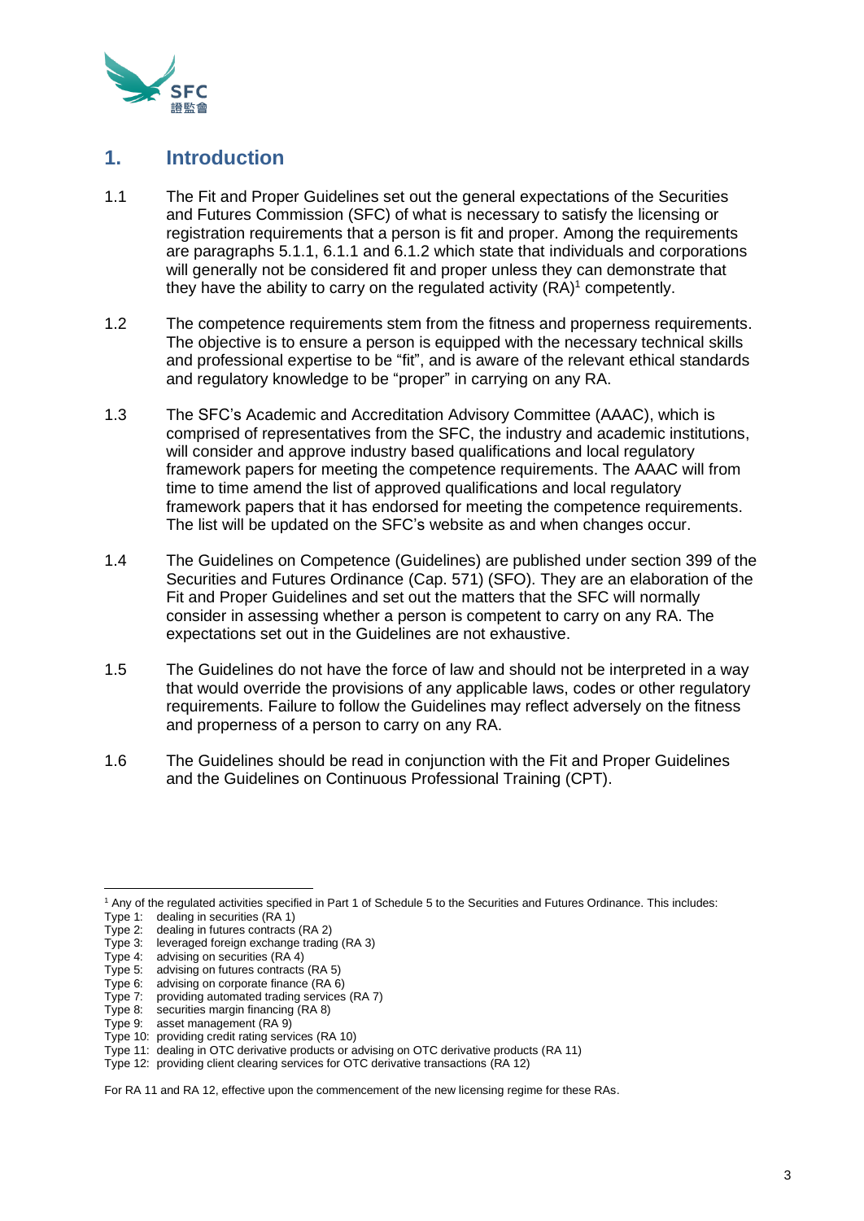# 1. Introduction

1.1 The Fit and Proper Guidelines set out the general expectations of the Securities and Futures Commission (SFC) of what is necessary to satisfy the licensing or registration requirements that a person is fit and proper. Among the requirements are paragraphs 5.1.1, 6.1.1 and 6.1.2 which state that individuals and corporations will generally not be considered fit and proper unless they can demonstrate that they have the ability to carry on the regulated activity (RA)[1] competently.

1.2 The competence requirements stem from the fitness and properness requirements. The objective is to ensure a person is equipped with the necessary technical skills and professional expertise to be "fit", and is aware of the relevant ethical standards and regulatory knowledge to be "proper" in carrying on any RA.

1.3 The SFC's Academic and Accreditation Advisory Committee (AAAC), which is comprised of representatives from the SFC, the industry and academic institutions, will consider and approve industry based qualifications and local regulatory framework papers for meeting the competence requirements. The AAAC will from time to time amend the list of approved qualifications and local regulatory framework papers that it has endorsed for meeting the competence requirements. The list will be updated on the SFC's website as and when changes occur.

1.4 The Guidelines on Competence (Guidelines) are published under section 399 of the Securities and Futures Ordinance (Cap. 571) (SFO). They are an elaboration of the Fit and Proper Guidelines and set out the matters that the SFC will normally consider in assessing whether a person is competent to carry on any RA. The expectations set out in the Guidelines are not exhaustive.

1.5 The Guidelines do not have the force of law and should not be interpreted in a way that would override the provisions of any applicable laws, codes or other regulatory requirements. Failure to follow the Guidelines may reflect adversely on the fitness and properness of a person to carry on any RA.

1.6 The Guidelines should be read in conjunction with the Fit and Proper Guidelines and the Guidelines on Continuous Professional Training (CPT).

---

[1] Any of the regulated activities specified in Part 1 of Schedule 5 to the Securities and Futures Ordinance. This includes:

Type 1: dealing in securities (RA 1)
Type 2: dealing in futures contracts (RA 2)
Type 3: leveraged foreign exchange trading (RA 3)
Type 4: advising on securities (RA 4)
Type 5: advising on futures contracts (RA 5)
Type 6: advising on corporate finance (RA 6)
Type 7: providing automated trading services (RA 7)
Type 8: securities margin financing (RA 8)
Type 9: asset management (RA 9)
Type 10: providing credit rating services (RA 10)
Type 11: dealing in OTC derivative products or advising on OTC derivative products (RA 11)
Type 12: providing client clearing services for OTC derivative transactions (RA 12)

For RA 11 and RA 12, effective upon the commencement of the new licensing regime for these RAs.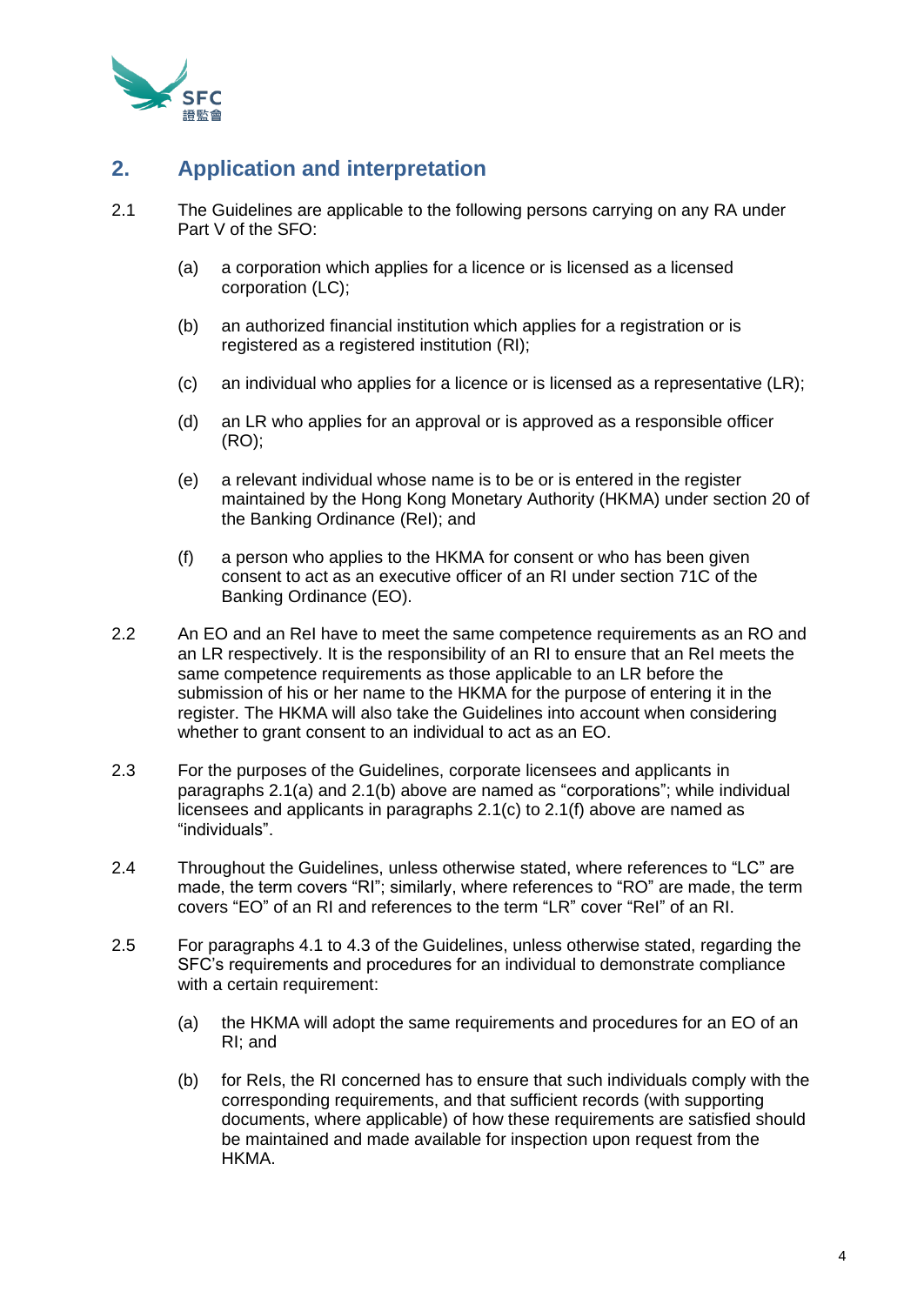## 2. Application and interpretation

2.1 The Guidelines are applicable to the following persons carrying on any RA under Part V of the SFO:

(a) a corporation which applies for a licence or is licensed as a licensed corporation (LC);

(b) an authorized financial institution which applies for a registration or is registered as a registered institution (RI);

(c) an individual who applies for a licence or is licensed as a representative (LR);

(d) an LR who applies for an approval or is approved as a responsible officer (RO);

(e) a relevant individual whose name is to be or is entered in the register maintained by the Hong Kong Monetary Authority (HKMA) under section 20 of the Banking Ordinance (RelI); and

(f) a person who applies to the HKMA for consent or who has been given consent to act as an executive officer of an RI under section 71C of the Banking Ordinance (EO).

2.2 An EO and an ReI have to meet the same competence requirements as an RO and an LR respectively. It is the responsibility of an RI to ensure that an ReI meets the same competence requirements as those applicable to an LR before the submission of his or her name to the HKMA for the purpose of entering it in the register. The HKMA will also take the Guidelines into account when considering whether to grant consent to an individual to act as an EO.

2.3 For the purposes of the Guidelines, corporate licensees and applicants in paragraphs 2.1(a) and 2.1(b) above are named as "corporations"; while individual licensees and applicants in paragraphs 2.1(c) to 2.1(f) above are named as "individuals".

2.4 Throughout the Guidelines, unless otherwise stated, where references to "LC" are made, the term covers "RI"; similarly, where references to "RO" are made, the term covers "EO" of an RI and references to the term "LR" cover "ReI" of an RI.

2.5 For paragraphs 4.1 to 4.3 of the Guidelines, unless otherwise stated, regarding the SFC's requirements and procedures for an individual to demonstrate compliance with a certain requirement:

(a) the HKMA will adopt the same requirements and procedures for an EO of an RI; and

(b) for ReIs, the RI concerned has to ensure that such individuals comply with the corresponding requirements, and that sufficient records (with supporting documents, where applicable) of how these requirements are satisfied should be maintained and made available for inspection upon request from the HKMA.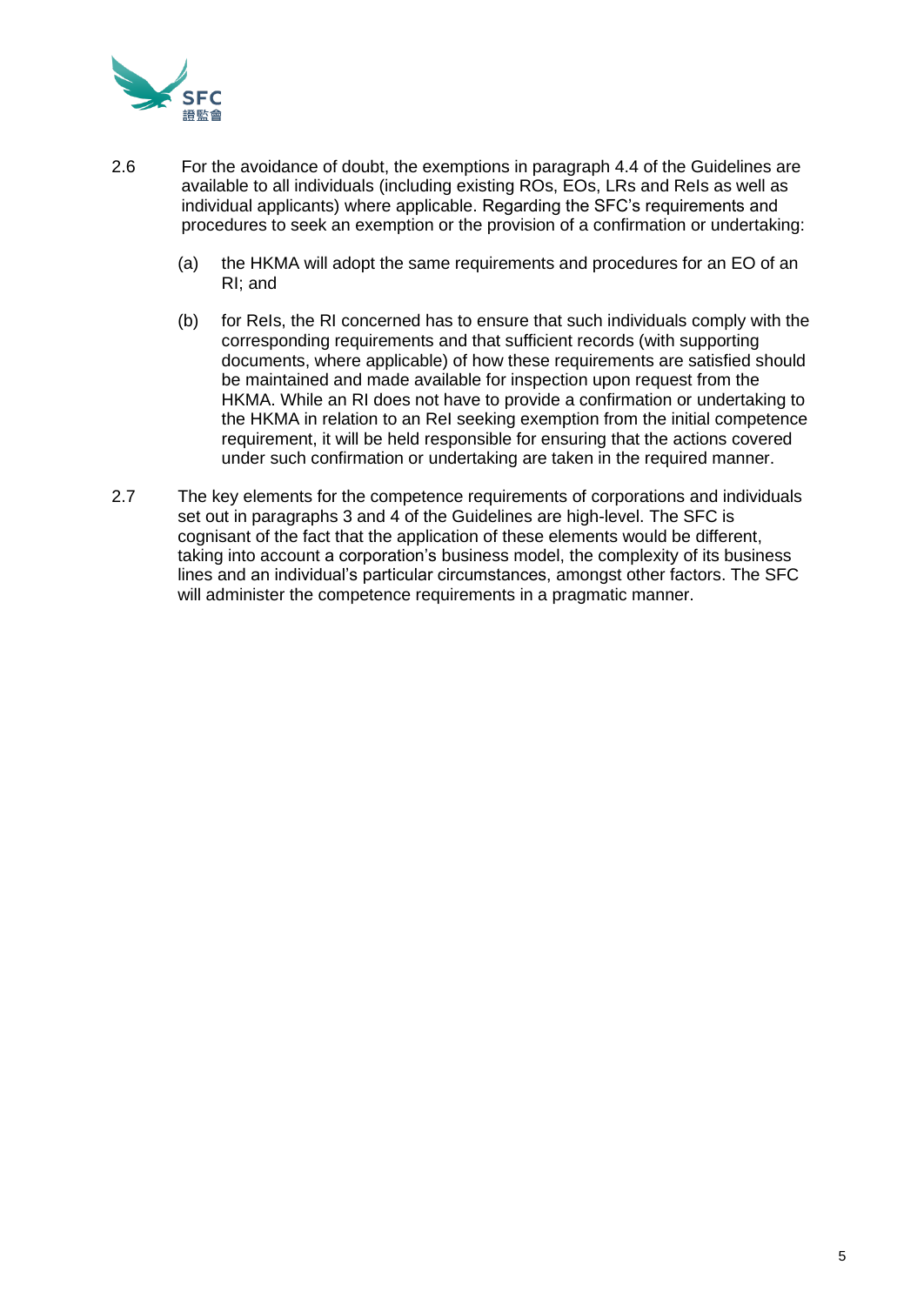2.6 For the avoidance of doubt, the exemptions in paragraph 4.4 of the Guidelines are available to all individuals (including existing ROs, EOs, LRs and Rels as well as individual applicants) where applicable. Regarding the SFC's requirements and procedures to seek an exemption or the provision of a confirmation or undertaking:

(a) the HKMA will adopt the same requirements and procedures for an EO of an RI; and

(b) for RelS, the RI concerned has to ensure that such individuals comply with the corresponding requirements and that sufficient records (with supporting documents, where applicable) of how these requirements are satisfied should be maintained and made available for inspection upon request from the HKMA. While an RI does not have to provide a confirmation or undertaking to the HKMA in relation to an ReI seeking exemption from the initial competence requirement, it will be held responsible for ensuring that the actions covered under such confirmation or undertaking are taken in the required manner.

2.7 The key elements for the competence requirements of corporations and individuals set out in paragraphs 3 and 4 of the Guidelines are high-level. The SFC is cognisant of the fact that the application of these elements would be different, taking into account a corporation's business model, the complexity of its business lines and an individual's particular circumstances, amongst other factors. The SFC will administer the competence requirements in a pragmatic manner.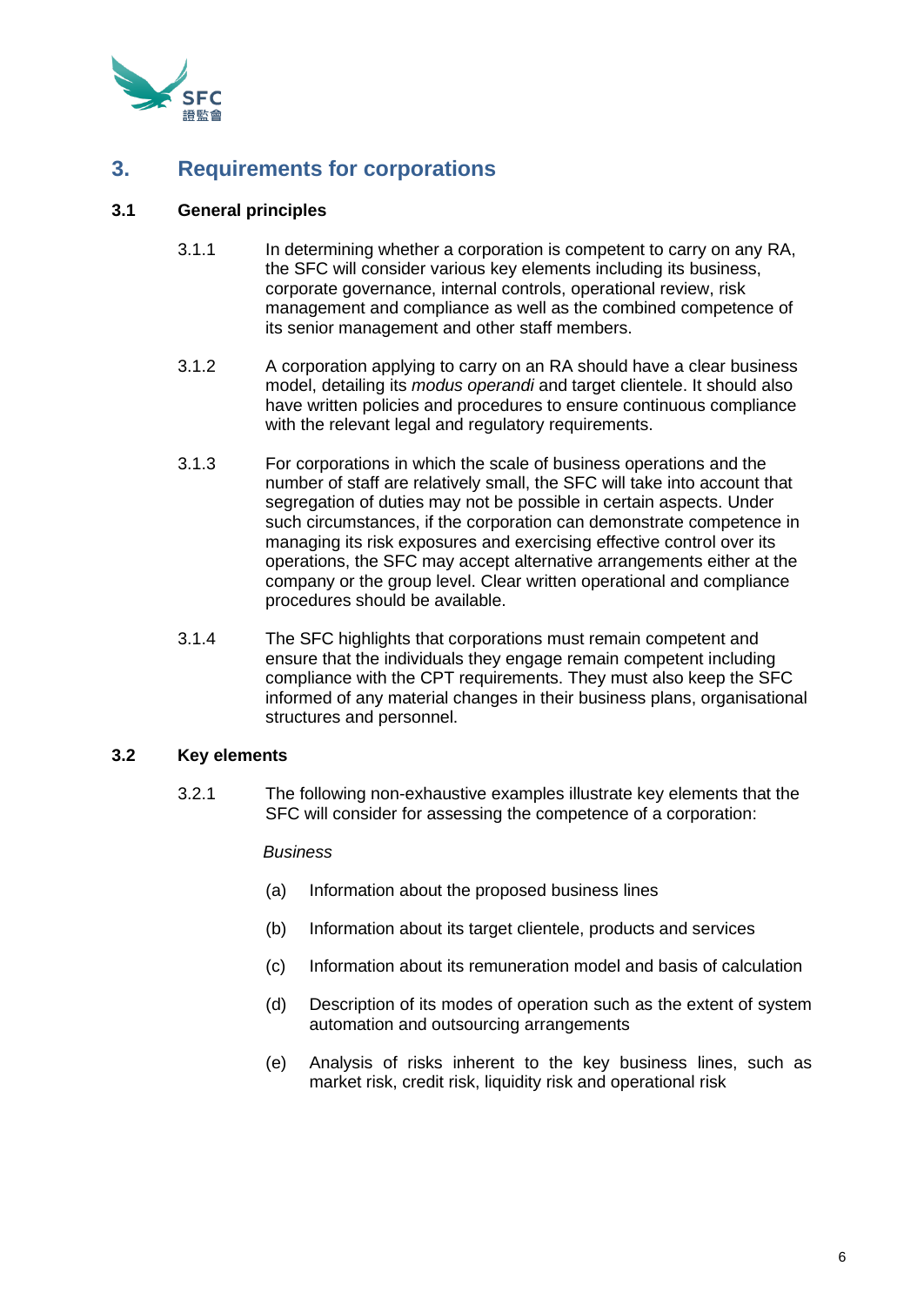## 3. Requirements for corporations

### 3.1 General principles

3.1.1 In determining whether a corporation is competent to carry on any RA, the SFC will consider various key elements including its business, corporate governance, internal controls, operational review, risk management and compliance as well as the combined competence of its senior management and other staff members.

3.1.2 A corporation applying to carry on an RA should have a clear business model, detailing its *modus operandi* and target clientele. It should also have written policies and procedures to ensure continuous compliance with the relevant legal and regulatory requirements.

3.1.3 For corporations in which the scale of business operations and the number of staff are relatively small, the SFC will take into account that segregation of duties may not be possible in certain aspects. Under such circumstances, if the corporation can demonstrate competence in managing its risk exposures and exercising effective control over its operations, the SFC may accept alternative arrangements either at the company or the group level. Clear written operational and compliance procedures should be available.

3.1.4 The SFC highlights that corporations must remain competent and ensure that the individuals they engage remain competent including compliance with the CPT requirements. They must also keep the SFC informed of any material changes in their business plans, organisational structures and personnel.

### 3.2 Key elements

3.2.1 The following non-exhaustive examples illustrate key elements that the SFC will consider for assessing the competence of a corporation:

*Business*

(a) Information about the proposed business lines

(b) Information about its target clientele, products and services

(c) Information about its remuneration model and basis of calculation

(d) Description of its modes of operation such as the extent of system automation and outsourcing arrangements

(e) Analysis of risks inherent to the key business lines, such as market risk, credit risk, liquidity risk and operational risk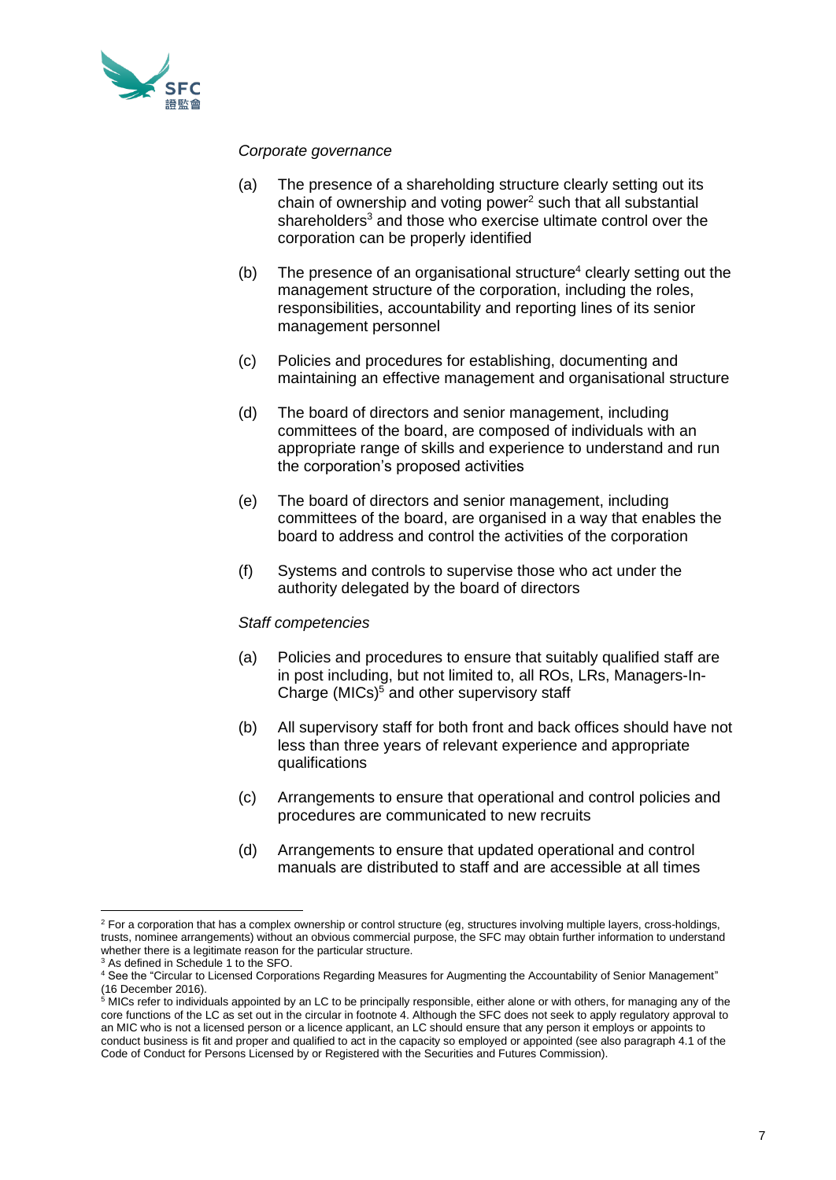*Corporate governance*

(a) The presence of a shareholding structure clearly setting out its chain of ownership and voting power[2] such that all substantial shareholders[3] and those who exercise ultimate control over the corporation can be properly identified

(b) The presence of an organisational structure[4] clearly setting out the management structure of the corporation, including the roles, responsibilities, accountability and reporting lines of its senior management personnel

(c) Policies and procedures for establishing, documenting and maintaining an effective management and organisational structure

(d) The board of directors and senior management, including committees of the board, are composed of individuals with an appropriate range of skills and experience to understand and run the corporation's proposed activities

(e) The board of directors and senior management, including committees of the board, are organised in a way that enables the board to address and control the activities of the corporation

(f) Systems and controls to supervise those who act under the authority delegated by the board of directors

*Staff competencies*

(a) Policies and procedures to ensure that suitably qualified staff are in post including, but not limited to, all ROs, LRs, Managers-In-Charge (MICs)[5] and other supervisory staff

(b) All supervisory staff for both front and back offices should have not less than three years of relevant experience and appropriate qualifications

(c) Arrangements to ensure that operational and control policies and procedures are communicated to new recruits

(d) Arrangements to ensure that updated operational and control manuals are distributed to staff and are accessible at all times

---

[2] For a corporation that has a complex ownership or control structure (eg, structures involving multiple layers, cross-holdings, trusts, nominee arrangements) without an obvious commercial purpose, the SFC may obtain further information to understand whether there is a legitimate reason for the particular structure.

[3] As defined in Schedule 1 to the SFO.

[4] See the "Circular to Licensed Corporations Regarding Measures for Augmenting the Accountability of Senior Management" (16 December 2016).

[5] MICs refer to individuals appointed by an LC to be principally responsible, either alone or with others, for managing any of the core functions of the LC as set out in the circular in footnote 4. Although the SFC does not seek to apply regulatory approval to an MIC who is not a licensed person or a licence applicant, an LC should ensure that any person it employs or appoints to conduct business is fit and proper and qualified to act in the capacity so employed or appointed (see also paragraph 4.1 of the Code of Conduct for Persons Licensed by or Registered with the Securities and Futures Commission).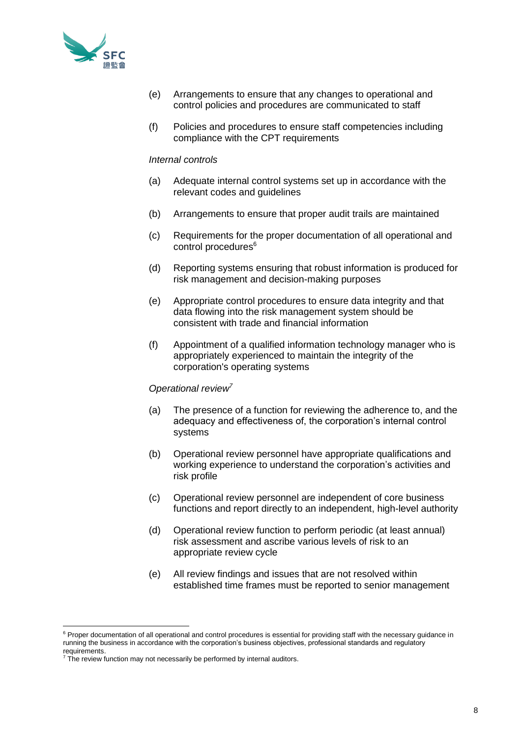(e) Arrangements to ensure that any changes to operational and control policies and procedures are communicated to staff

(f) Policies and procedures to ensure staff competencies including compliance with the CPT requirements

*Internal controls*

(a) Adequate internal control systems set up in accordance with the relevant codes and guidelines

(b) Arrangements to ensure that proper audit trails are maintained

(c) Requirements for the proper documentation of all operational and control procedures[6]

(d) Reporting systems ensuring that robust information is produced for risk management and decision-making purposes

(e) Appropriate control procedures to ensure data integrity and that data flowing into the risk management system should be consistent with trade and financial information

(f) Appointment of a qualified information technology manager who is appropriately experienced to maintain the integrity of the corporation's operating systems

*Operational review*[7]

(a) The presence of a function for reviewing the adherence to, and the adequacy and effectiveness of, the corporation's internal control systems

(b) Operational review personnel have appropriate qualifications and working experience to understand the corporation's activities and risk profile

(c) Operational review personnel are independent of core business functions and report directly to an independent, high-level authority

(d) Operational review function to perform periodic (at least annual) risk assessment and ascribe various levels of risk to an appropriate review cycle

(e) All review findings and issues that are not resolved within established time frames must be reported to senior management

---

[6] Proper documentation of all operational and control procedures is essential for providing staff with the necessary guidance in running the business in accordance with the corporation's business objectives, professional standards and regulatory requirements.

[7] The review function may not necessarily be performed by internal auditors.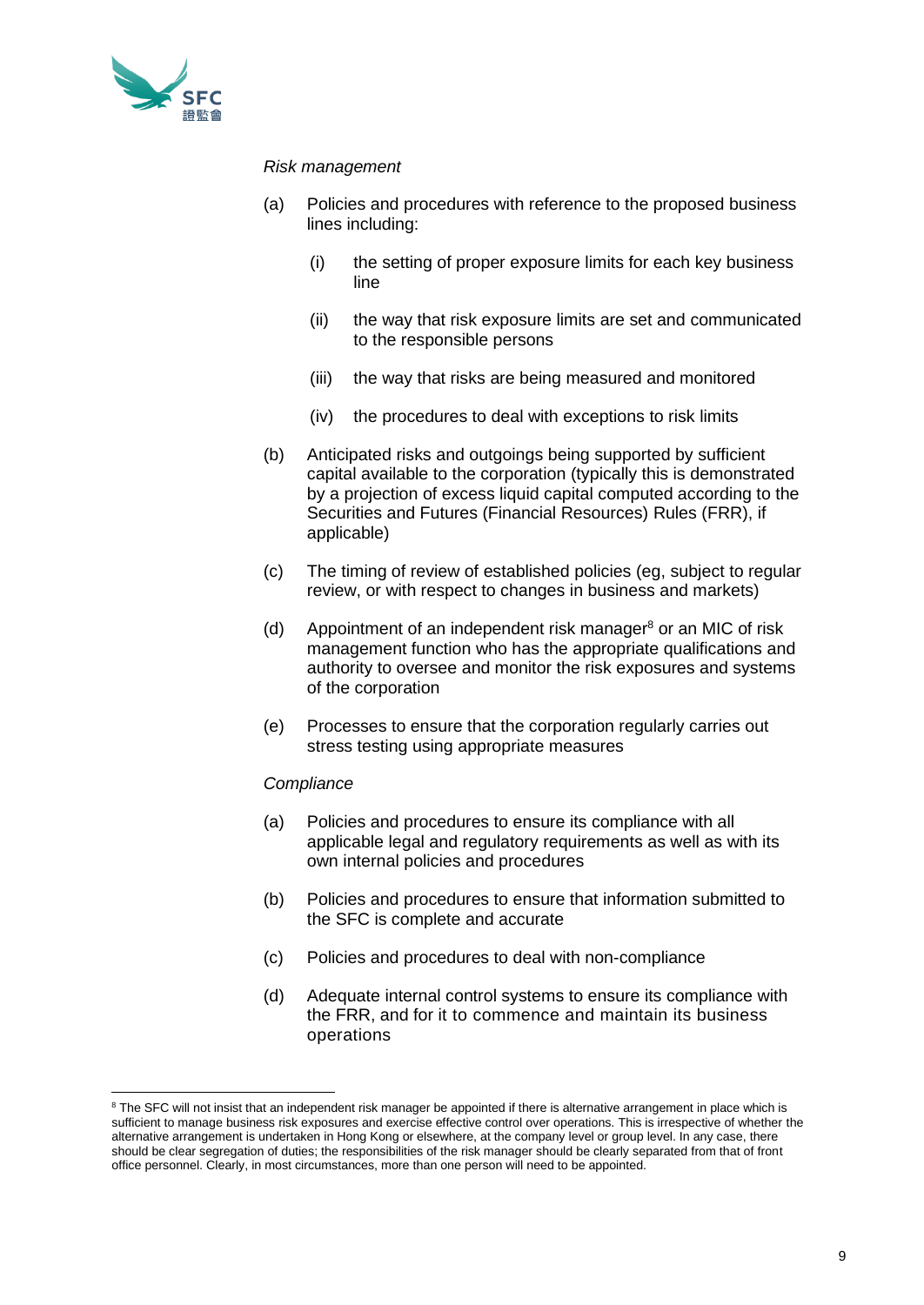*Risk management*

(a) Policies and procedures with reference to the proposed business lines including:

   (i) the setting of proper exposure limits for each key business line

   (ii) the way that risk exposure limits are set and communicated to the responsible persons

   (iii) the way that risks are being measured and monitored

   (iv) the procedures to deal with exceptions to risk limits

(b) Anticipated risks and outgoings being supported by sufficient capital available to the corporation (typically this is demonstrated by a projection of excess liquid capital computed according to the Securities and Futures (Financial Resources) Rules (FRR), if applicable)

(c) The timing of review of established policies (eg, subject to regular review, or with respect to changes in business and markets)

(d) Appointment of an independent risk manager[8] or an MIC of risk management function who has the appropriate qualifications and authority to oversee and monitor the risk exposures and systems of the corporation

(e) Processes to ensure that the corporation regularly carries out stress testing using appropriate measures

*Compliance*

(a) Policies and procedures to ensure its compliance with all applicable legal and regulatory requirements as well as with its own internal policies and procedures

(b) Policies and procedures to ensure that information submitted to the SFC is complete and accurate

(c) Policies and procedures to deal with non-compliance

(d) Adequate internal control systems to ensure its compliance with the FRR, and for it to commence and maintain its business operations

---

[8] The SFC will not insist that an independent risk manager be appointed if there is alternative arrangement in place which is sufficient to manage business risk exposures and exercise effective control over operations. This is irrespective of whether the alternative arrangement is undertaken in Hong Kong or elsewhere, at the company level or group level. In any case, there should be clear segregation of duties; the responsibilities of the risk manager should be clearly separated from that of front office personnel. Clearly, in most circumstances, more than one person will need to be appointed.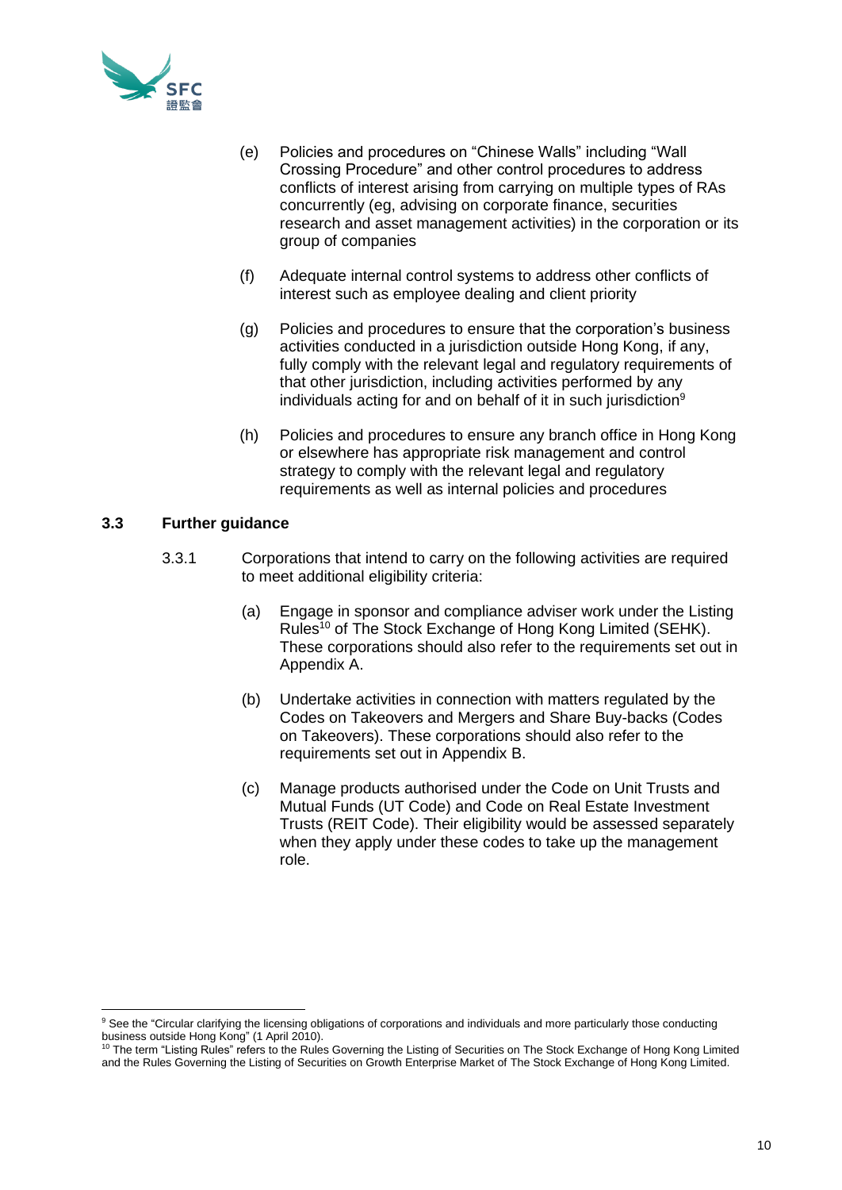(e) Policies and procedures on "Chinese Walls" including "Wall Crossing Procedure" and other control procedures to address conflicts of interest arising from carrying on multiple types of RAs concurrently (eg, advising on corporate finance, securities research and asset management activities) in the corporation or its group of companies

(f) Adequate internal control systems to address other conflicts of interest such as employee dealing and client priority

(g) Policies and procedures to ensure that the corporation's business activities conducted in a jurisdiction outside Hong Kong, if any, fully comply with the relevant legal and regulatory requirements of that other jurisdiction, including activities performed by any individuals acting for and on behalf of it in such jurisdiction[9]

(h) Policies and procedures to ensure any branch office in Hong Kong or elsewhere has appropriate risk management and control strategy to comply with the relevant legal and regulatory requirements as well as internal policies and procedures

### 3.3 Further guidance

3.3.1 Corporations that intend to carry on the following activities are required to meet additional eligibility criteria:

(a) Engage in sponsor and compliance adviser work under the Listing Rules[10] of The Stock Exchange of Hong Kong Limited (SEHK). These corporations should also refer to the requirements set out in Appendix A.

(b) Undertake activities in connection with matters regulated by the Codes on Takeovers and Mergers and Share Buy-backs (Codes on Takeovers). These corporations should also refer to the requirements set out in Appendix B.

(c) Manage products authorised under the Code on Unit Trusts and Mutual Funds (UT Code) and Code on Real Estate Investment Trusts (REIT Code). Their eligibility would be assessed separately when they apply under these codes to take up the management role.

---

[9] See the "Circular clarifying the licensing obligations of corporations and individuals and more particularly those conducting business outside Hong Kong" (1 April 2010).

[10] The term "Listing Rules" refers to the Rules Governing the Listing of Securities on The Stock Exchange of Hong Kong Limited and the Rules Governing the Listing of Securities on Growth Enterprise Market of The Stock Exchange of Hong Kong Limited.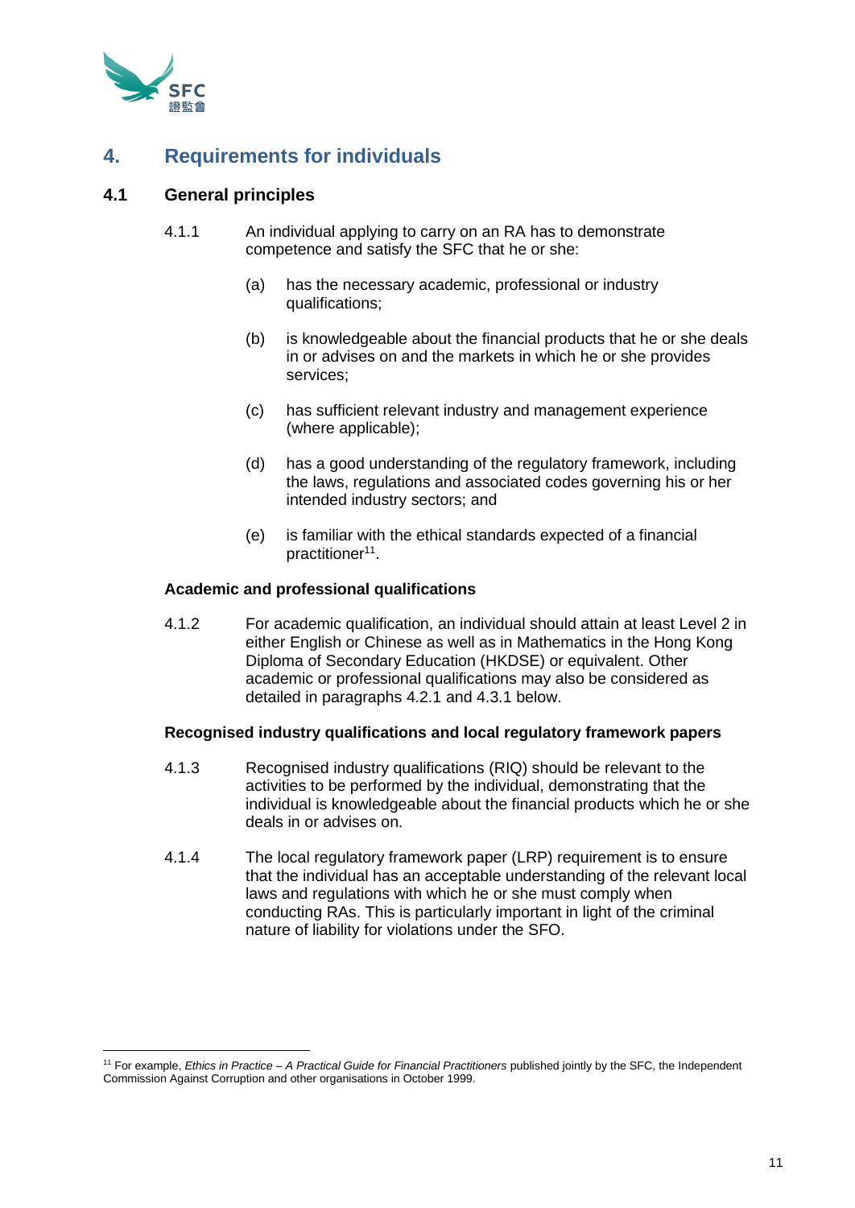## 4. Requirements for individuals

### 4.1 General principles

4.1.1 An individual applying to carry on an RA has to demonstrate competence and satisfy the SFC that he or she:

(a) has the necessary academic, professional or industry qualifications;

(b) is knowledgeable about the financial products that he or she deals in or advises on and the markets in which he or she provides services;

(c) has sufficient relevant industry and management experience (where applicable);

(d) has a good understanding of the regulatory framework, including the laws, regulations and associated codes governing his or her intended industry sectors; and

(e) is familiar with the ethical standards expected of a financial practitioner[11].

**Academic and professional qualifications**

4.1.2 For academic qualification, an individual should attain at least Level 2 in either English or Chinese as well as in Mathematics in the Hong Kong Diploma of Secondary Education (HKDSE) or equivalent. Other academic or professional qualifications may also be considered as detailed in paragraphs 4.2.1 and 4.3.1 below.

**Recognised industry qualifications and local regulatory framework papers**

4.1.3 Recognised industry qualifications (RIQ) should be relevant to the activities to be performed by the individual, demonstrating that the individual is knowledgeable about the financial products which he or she deals in or advises on.

4.1.4 The local regulatory framework paper (LRP) requirement is to ensure that the individual has an acceptable understanding of the relevant local laws and regulations with which he or she must comply when conducting RAs. This is particularly important in light of the criminal nature of liability for violations under the SFO.

---

[11] For example, *Ethics in Practice – A Practical Guide for Financial Practitioners* published jointly by the SFC, the Independent Commission Against Corruption and other organisations in October 1999.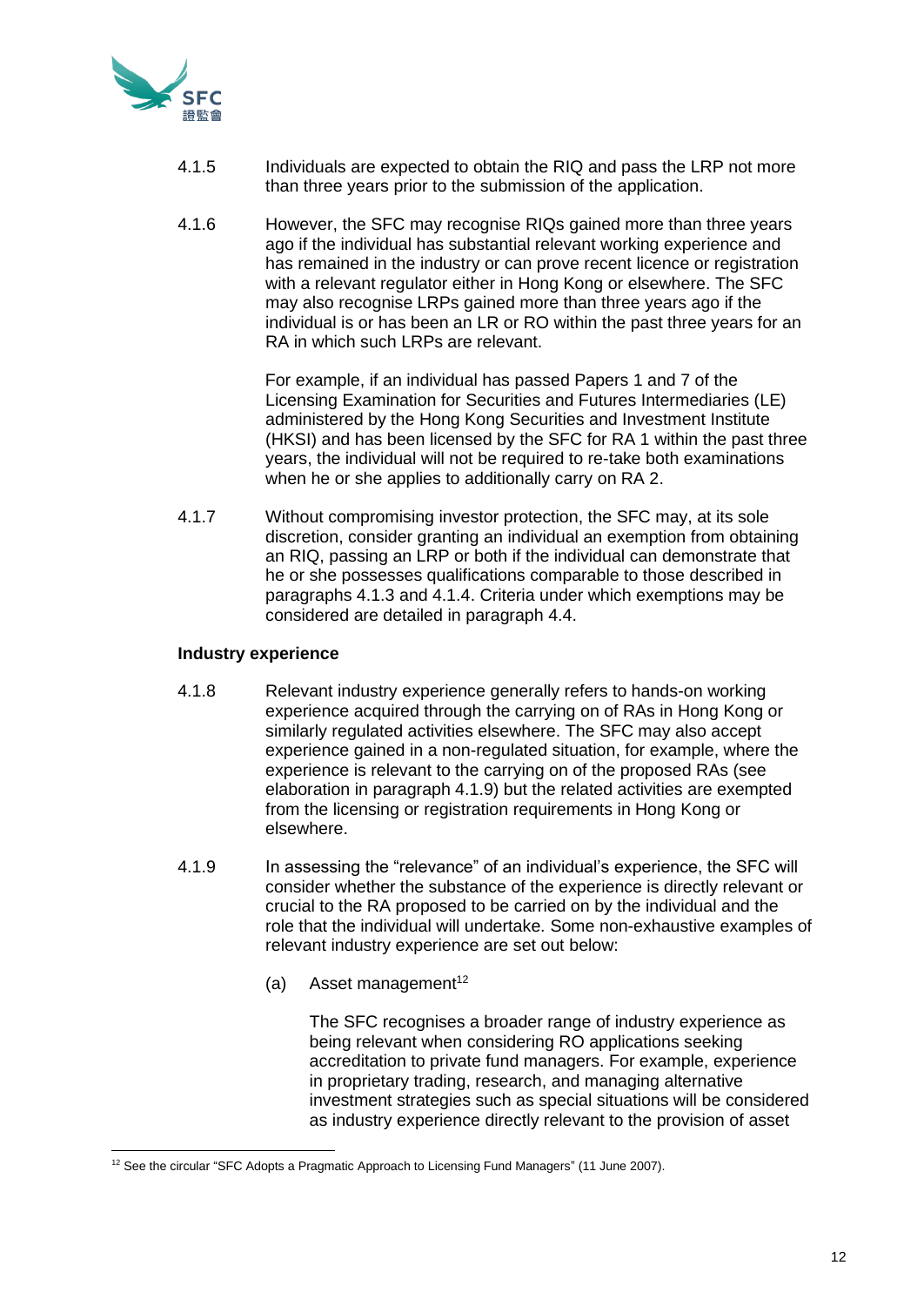4.1.5 Individuals are expected to obtain the RIQ and pass the LRP not more than three years prior to the submission of the application.

4.1.6 However, the SFC may recognise RIQs gained more than three years ago if the individual has substantial relevant working experience and has remained in the industry or can prove recent licence or registration with a relevant regulator either in Hong Kong or elsewhere. The SFC may also recognise LRPs gained more than three years ago if the individual is or has been an LR or RO within the past three years for an RA in which such LRPs are relevant.

For example, if an individual has passed Papers 1 and 7 of the Licensing Examination for Securities and Futures Intermediaries (LE) administered by the Hong Kong Securities and Investment Institute (HKSI) and has been licensed by the SFC for RA 1 within the past three years, the individual will not be required to re-take both examinations when he or she applies to additionally carry on RA 2.

4.1.7 Without compromising investor protection, the SFC may, at its sole discretion, consider granting an individual an exemption from obtaining an RIQ, passing an LRP or both if the individual can demonstrate that he or she possesses qualifications comparable to those described in paragraphs 4.1.3 and 4.1.4. Criteria under which exemptions may be considered are detailed in paragraph 4.4.

**Industry experience**

4.1.8 Relevant industry experience generally refers to hands-on working experience acquired through the carrying on of RAs in Hong Kong or similarly regulated activities elsewhere. The SFC may also accept experience gained in a non-regulated situation, for example, where the experience is relevant to the carrying on of the proposed RAs (see elaboration in paragraph 4.1.9) but the related activities are exempted from the licensing or registration requirements in Hong Kong or elsewhere.

4.1.9 In assessing the "relevance" of an individual's experience, the SFC will consider whether the substance of the experience is directly relevant or crucial to the RA proposed to be carried on by the individual and the role that the individual will undertake. Some non-exhaustive examples of relevant industry experience are set out below:

(a) Asset management[12]

The SFC recognises a broader range of industry experience as being relevant when considering RO applications seeking accreditation to private fund managers. For example, experience in proprietary trading, research, and managing alternative investment strategies such as special situations will be considered as industry experience directly relevant to the provision of asset

[12] See the circular "SFC Adopts a Pragmatic Approach to Licensing Fund Managers" (11 June 2007).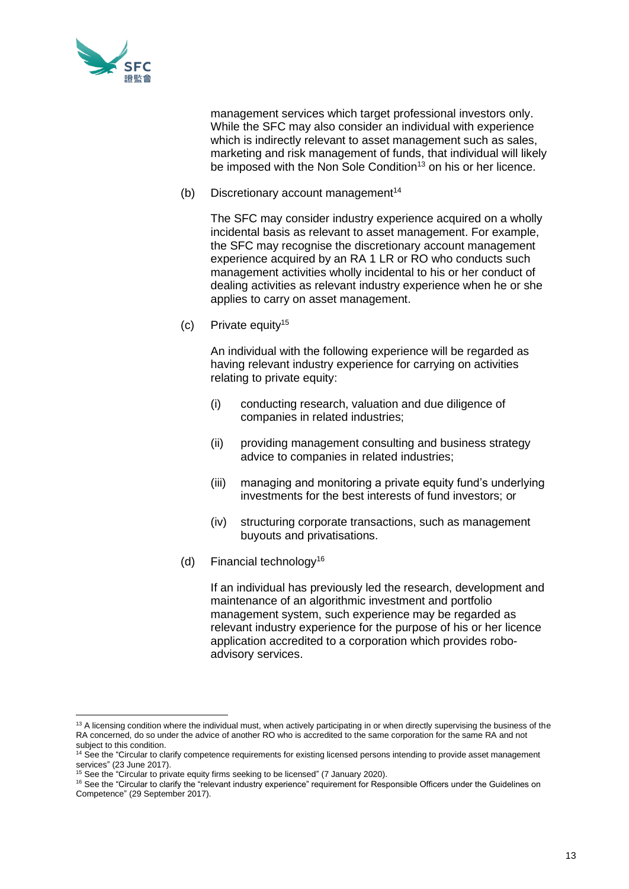management services which target professional investors only. While the SFC may also consider an individual with experience which is indirectly relevant to asset management such as sales, marketing and risk management of funds, that individual will likely be imposed with the Non Sole Condition[13] on his or her licence.

(b) Discretionary account management[14]

The SFC may consider industry experience acquired on a wholly incidental basis as relevant to asset management. For example, the SFC may recognise the discretionary account management experience acquired by an RA 1 LR or RO who conducts such management activities wholly incidental to his or her conduct of dealing activities as relevant industry experience when he or she applies to carry on asset management.

(c) Private equity[15]

An individual with the following experience will be regarded as having relevant industry experience for carrying on activities relating to private equity:

(i) conducting research, valuation and due diligence of companies in related industries;

(ii) providing management consulting and business strategy advice to companies in related industries;

(iii) managing and monitoring a private equity fund's underlying investments for the best interests of fund investors; or

(iv) structuring corporate transactions, such as management buyouts and privatisations.

(d) Financial technology[16]

If an individual has previously led the research, development and maintenance of an algorithmic investment and portfolio management system, such experience may be regarded as relevant industry experience for the purpose of his or her licence application accredited to a corporation which provides robo-advisory services.

---

[13] A licensing condition where the individual must, when actively participating in or when directly supervising the business of the RA concerned, do so under the advice of another RO who is accredited to the same corporation for the same RA and not subject to this condition.

[14] See the "Circular to clarify competence requirements for existing licensed persons intending to provide asset management services" (23 June 2017).

[15] See the "Circular to private equity firms seeking to be licensed" (7 January 2020).

[16] See the "Circular to clarify the "relevant industry experience" requirement for Responsible Officers under the Guidelines on Competence" (29 September 2017).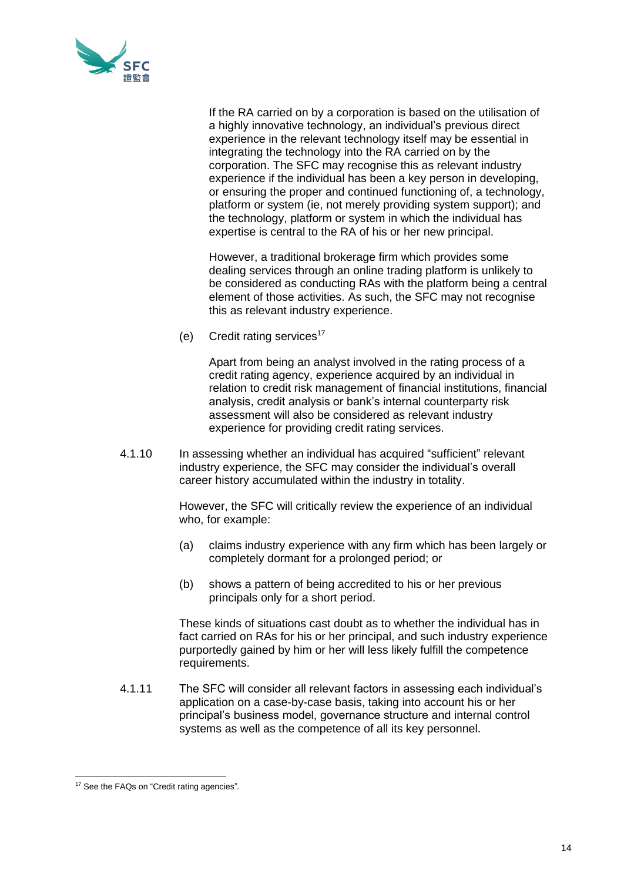If the RA carried on by a corporation is based on the utilisation of a highly innovative technology, an individual's previous direct experience in the relevant technology itself may be essential in integrating the technology into the RA carried on by the corporation. The SFC may recognise this as relevant industry experience if the individual has been a key person in developing, or ensuring the proper and continued functioning of, a technology, platform or system (ie, not merely providing system support); and the technology, platform or system in which the individual has expertise is central to the RA of his or her new principal.

However, a traditional brokerage firm which provides some dealing services through an online trading platform is unlikely to be considered as conducting RAs with the platform being a central element of those activities. As such, the SFC may not recognise this as relevant industry experience.

(e) Credit rating services[17]

Apart from being an analyst involved in the rating process of a credit rating agency, experience acquired by an individual in relation to credit risk management of financial institutions, financial analysis, credit analysis or bank's internal counterparty risk assessment will also be considered as relevant industry experience for providing credit rating services.

4.1.10 In assessing whether an individual has acquired "sufficient" relevant industry experience, the SFC may consider the individual's overall career history accumulated within the industry in totality.

However, the SFC will critically review the experience of an individual who, for example:

(a) claims industry experience with any firm which has been largely or completely dormant for a prolonged period; or

(b) shows a pattern of being accredited to his or her previous principals only for a short period.

These kinds of situations cast doubt as to whether the individual has in fact carried on RAs for his or her principal, and such industry experience purportedly gained by him or her will less likely fulfill the competence requirements.

4.1.11 The SFC will consider all relevant factors in assessing each individual's application on a case-by-case basis, taking into account his or her principal's business model, governance structure and internal control systems as well as the competence of all its key personnel.

---

[17] See the FAQs on "Credit rating agencies".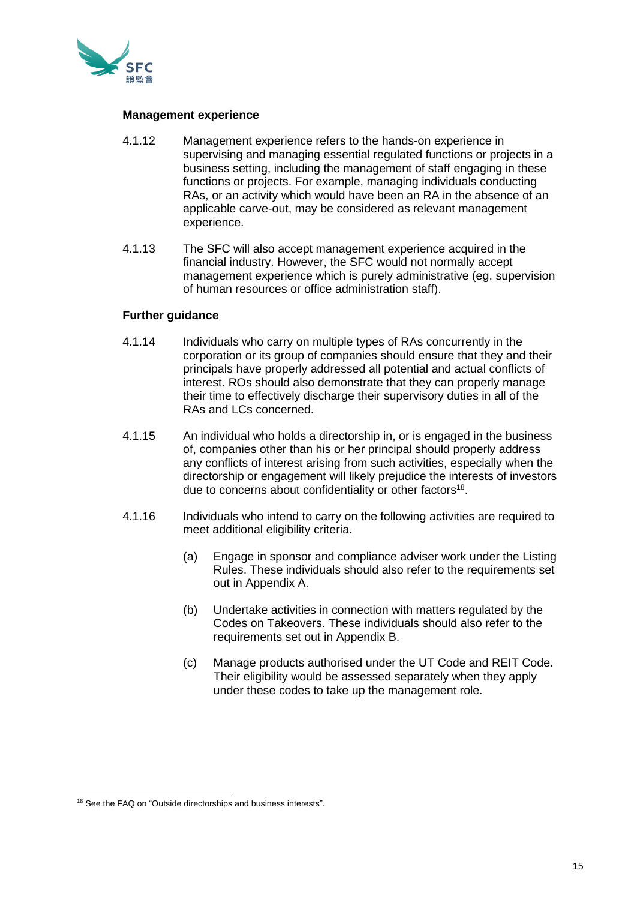### Management experience

4.1.12 Management experience refers to the hands-on experience in supervising and managing essential regulated functions or projects in a business setting, including the management of staff engaging in these functions or projects. For example, managing individuals conducting RAs, or an activity which would have been an RA in the absence of an applicable carve-out, may be considered as relevant management experience.

4.1.13 The SFC will also accept management experience acquired in the financial industry. However, the SFC would not normally accept management experience which is purely administrative (eg, supervision of human resources or office administration staff).

### Further guidance

4.1.14 Individuals who carry on multiple types of RAs concurrently in the corporation or its group of companies should ensure that they and their principals have properly addressed all potential and actual conflicts of interest. ROs should also demonstrate that they can properly manage their time to effectively discharge their supervisory duties in all of the RAs and LCs concerned.

4.1.15 An individual who holds a directorship in, or is engaged in the business of, companies other than his or her principal should properly address any conflicts of interest arising from such activities, especially when the directorship or engagement will likely prejudice the interests of investors due to concerns about confidentiality or other factors[18].

4.1.16 Individuals who intend to carry on the following activities are required to meet additional eligibility criteria.

(a) Engage in sponsor and compliance adviser work under the Listing Rules. These individuals should also refer to the requirements set out in Appendix A.

(b) Undertake activities in connection with matters regulated by the Codes on Takeovers. These individuals should also refer to the requirements set out in Appendix B.

(c) Manage products authorised under the UT Code and REIT Code. Their eligibility would be assessed separately when they apply under these codes to take up the management role.

---

[18] See the FAQ on "Outside directorships and business interests".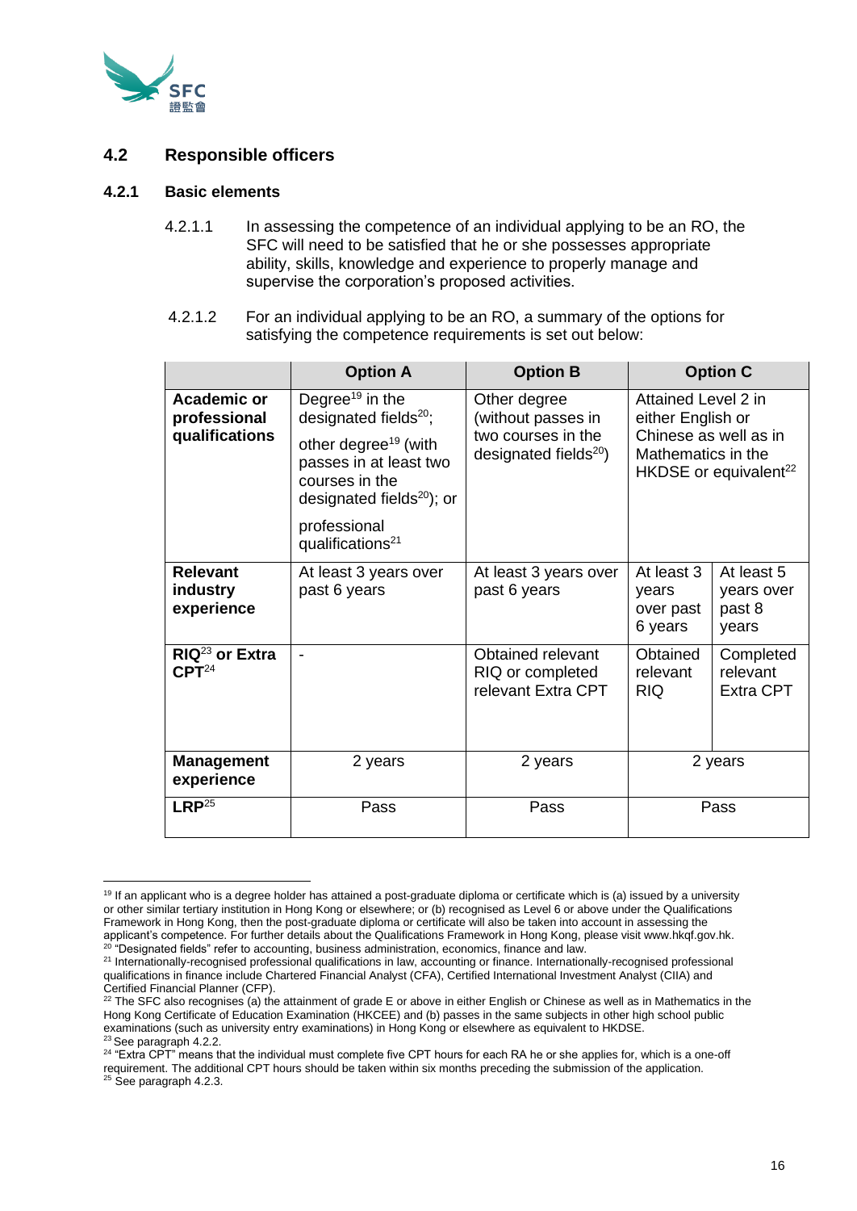## 4.2 Responsible officers

### 4.2.1 Basic elements

4.2.1.1 In assessing the competence of an individual applying to be an RO, the SFC will need to be satisfied that he or she possesses appropriate ability, skills, knowledge and experience to properly manage and supervise the corporation's proposed activities.

4.2.1.2 For an individual applying to be an RO, a summary of the options for satisfying the competence requirements is set out below:

| | Option A | Option B | Option C | |
|---|---|---|---|---|
| **Academic or professional qualifications** | Degree[19] in the designated fields[20]; other degree[19] (with passes in at least two courses in the designated fields[20]); or professional qualifications[21] | Other degree (without passes in two courses in the designated fields[20]) | Attained Level 2 in either English or Chinese as well as in Mathematics in the HKDSE or equivalent[22] | |
| **Relevant industry experience** | At least 3 years over past 6 years | At least 3 years over past 6 years | At least 3 years over past 6 years | At least 5 years over past 8 years |
| **RIQ[23] or Extra CPT[24]** | - | Obtained relevant RIQ or completed relevant Extra CPT | Obtained relevant RIQ | Completed relevant Extra CPT |
| **Management experience** | 2 years | 2 years | 2 years | |
| **LRP[25]** | Pass | Pass | Pass | |

---

[19] If an applicant who is a degree holder has attained a post-graduate diploma or certificate which is (a) issued by a university or other similar tertiary institution in Hong Kong or elsewhere; or (b) recognised as Level 6 or above under the Qualifications Framework in Hong Kong, then the post-graduate diploma or certificate will also be taken into account in assessing the applicant's competence. For further details about the Qualifications Framework in Hong Kong, please visit www.hkqf.gov.hk.

[20] "Designated fields" refer to accounting, business administration, economics, finance and law.

[21] Internationally-recognised professional qualifications in law, accounting or finance. Internationally-recognised professional qualifications in finance include Chartered Financial Analyst (CFA), Certified International Investment Analyst (CIIA) and Certified Financial Planner (CFP).

[22] The SFC also recognises (a) the attainment of grade E or above in either English or Chinese as well as in Mathematics in the Hong Kong Certificate of Education Examination (HKCEE) and (b) passes in the same subjects in other high school public examinations (such as university entry examinations) in Hong Kong or elsewhere as equivalent to HKDSE.

[23] See paragraph 4.2.2.

[24] "Extra CPT" means that the individual must complete five CPT hours for each RA he or she applies for, which is a one-off requirement. The additional CPT hours should be taken within six months preceding the submission of the application.

[25] See paragraph 4.2.3.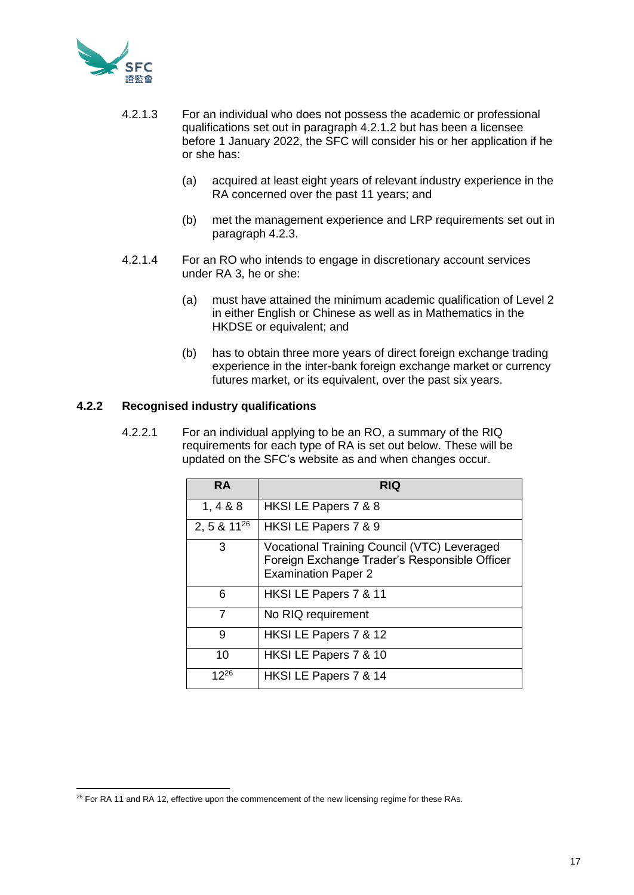4.2.1.3 For an individual who does not possess the academic or professional qualifications set out in paragraph 4.2.1.2 but has been a licensee before 1 January 2022, the SFC will consider his or her application if he or she has:

(a) acquired at least eight years of relevant industry experience in the RA concerned over the past 11 years; and

(b) met the management experience and LRP requirements set out in paragraph 4.2.3.

4.2.1.4 For an RO who intends to engage in discretionary account services under RA 3, he or she:

(a) must have attained the minimum academic qualification of Level 2 in either English or Chinese as well as in Mathematics in the HKDSE or equivalent; and

(b) has to obtain three more years of direct foreign exchange trading experience in the inter-bank foreign exchange market or currency futures market, or its equivalent, over the past six years.

### 4.2.2 Recognised industry qualifications

4.2.2.1 For an individual applying to be an RO, a summary of the RIQ requirements for each type of RA is set out below. These will be updated on the SFC's website as and when changes occur.

| RA | RIQ |
|---|---|
| 1, 4 & 8 | HKSI LE Papers 7 & 8 |
| 2, 5 & 11[26] | HKSI LE Papers 7 & 9 |
| 3 | Vocational Training Council (VTC) Leveraged Foreign Exchange Trader's Responsible Officer Examination Paper 2 |
| 6 | HKSI LE Papers 7 & 11 |
| 7 | No RIQ requirement |
| 9 | HKSI LE Papers 7 & 12 |
| 10 | HKSI LE Papers 7 & 10 |
| 12[26] | HKSI LE Papers 7 & 14 |

[26] For RA 11 and RA 12, effective upon the commencement of the new licensing regime for these RAs.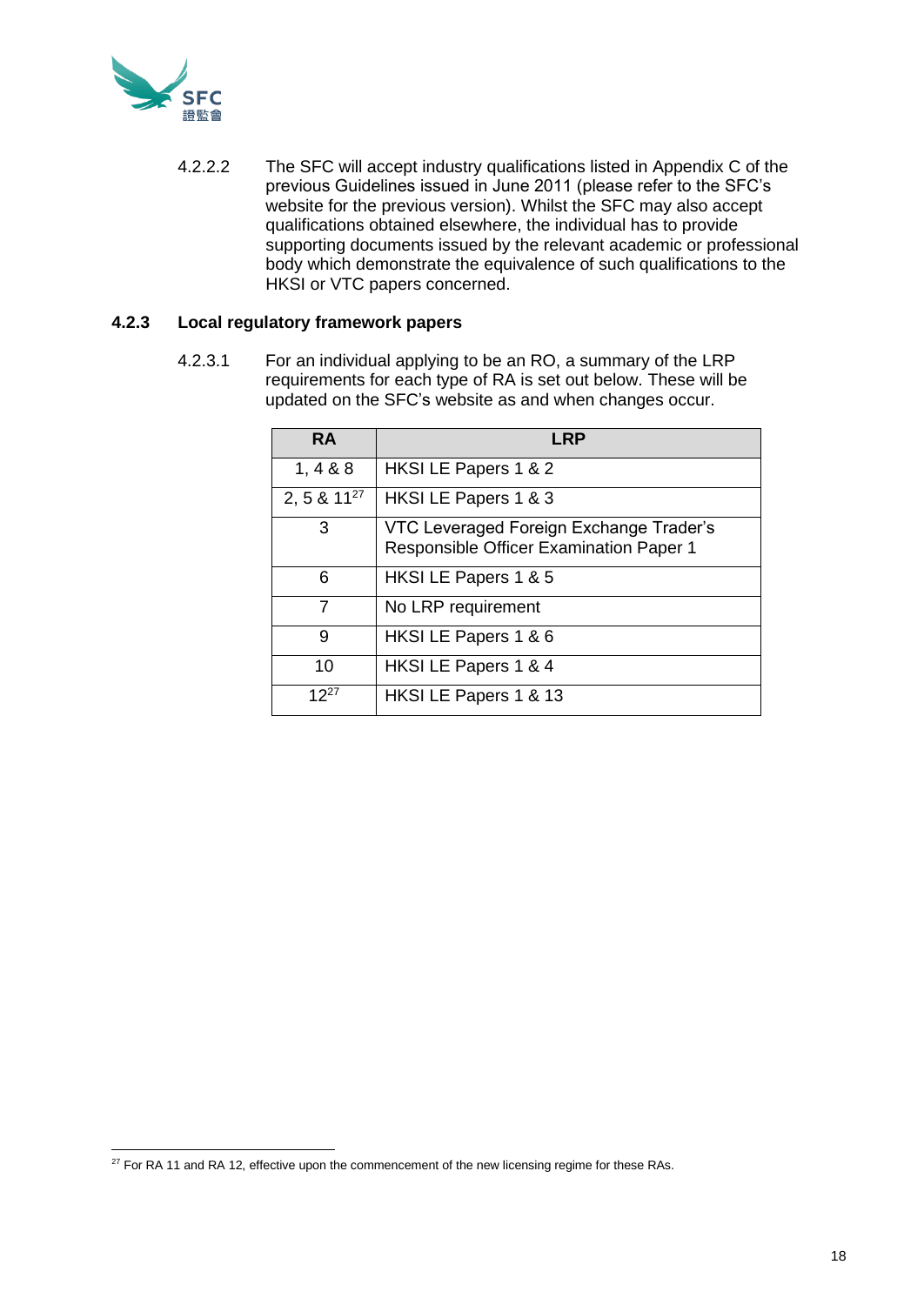4.2.2.2 The SFC will accept industry qualifications listed in Appendix C of the previous Guidelines issued in June 2011 (please refer to the SFC's website for the previous version). Whilst the SFC may also accept qualifications obtained elsewhere, the individual has to provide supporting documents issued by the relevant academic or professional body which demonstrate the equivalence of such qualifications to the HKSI or VTC papers concerned.

### 4.2.3 Local regulatory framework papers

4.2.3.1 For an individual applying to be an RO, a summary of the LRP requirements for each type of RA is set out below. These will be updated on the SFC's website as and when changes occur.

| RA | LRP |
|---|---|
| 1, 4 & 8 | HKSI LE Papers 1 & 2 |
| 2, 5 & 11[27] | HKSI LE Papers 1 & 3 |
| 3 | VTC Leveraged Foreign Exchange Trader's Responsible Officer Examination Paper 1 |
| 6 | HKSI LE Papers 1 & 5 |
| 7 | No LRP requirement |
| 9 | HKSI LE Papers 1 & 6 |
| 10 | HKSI LE Papers 1 & 4 |
| 12[27] | HKSI LE Papers 1 & 13 |

[27] For RA 11 and RA 12, effective upon the commencement of the new licensing regime for these RAs.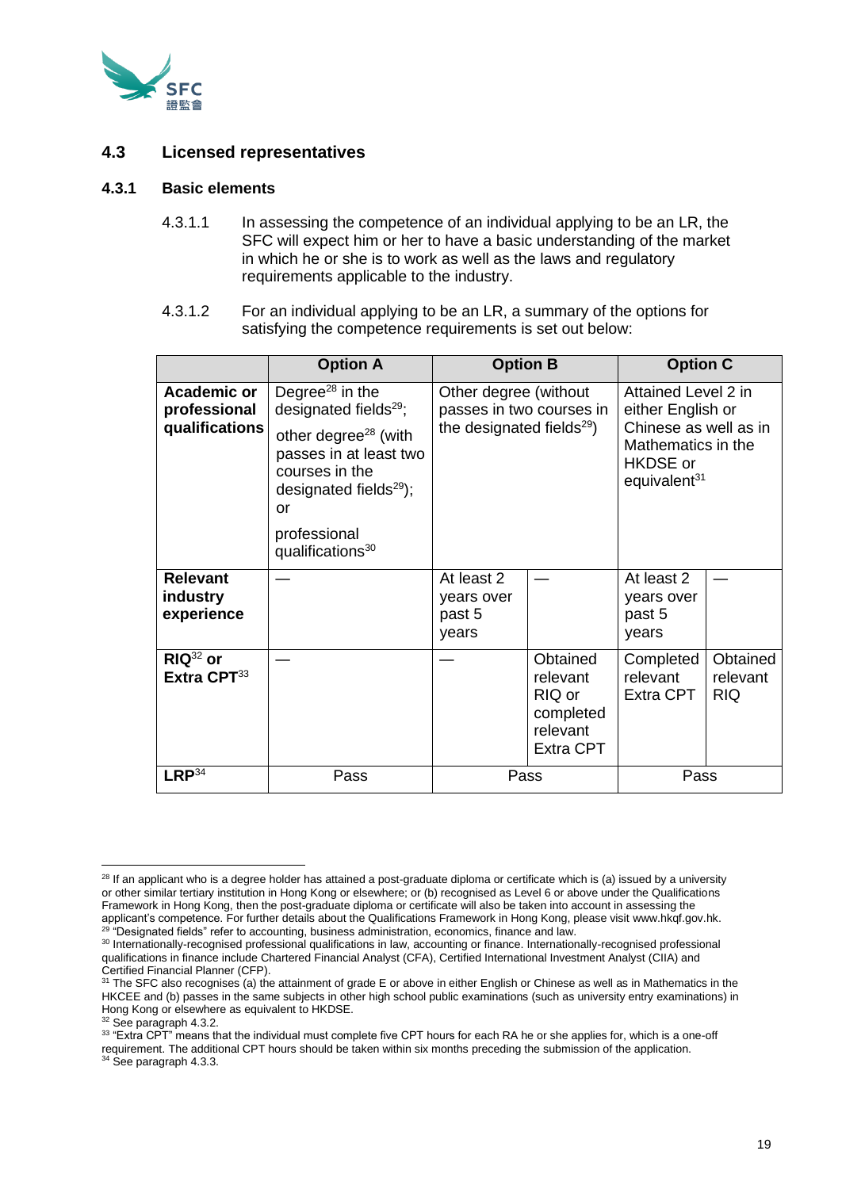## 4.3 Licensed representatives

### 4.3.1 Basic elements

4.3.1.1 In assessing the competence of an individual applying to be an LR, the SFC will expect him or her to have a basic understanding of the market in which he or she is to work as well as the laws and regulatory requirements applicable to the industry.

4.3.1.2 For an individual applying to be an LR, a summary of the options for satisfying the competence requirements is set out below:

| | Option A | Option B | | Option C | |
|---|---|---|---|---|---|
| **Academic or professional qualifications** | Degree[28] in the designated fields[29]; other degree[28] (with passes in at least two courses in the designated fields[29]); or professional qualifications[30] | Other degree (without passes in two courses in the designated fields[29]) | | Attained Level 2 in either English or Chinese as well as in Mathematics in the HKDSE or equivalent[31] | |
| **Relevant industry experience** | — | At least 2 years over past 5 years | — | At least 2 years over past 5 years | — |
| **RIQ[32] or Extra CPT[33]** | — | — | Obtained relevant RIQ or completed relevant Extra CPT | Completed relevant Extra CPT | Obtained relevant RIQ |
| **LRP[34]** | Pass | Pass | | Pass | |

---

[28] If an applicant who is a degree holder has attained a post-graduate diploma or certificate which is (a) issued by a university or other similar tertiary institution in Hong Kong or elsewhere; or (b) recognised as Level 6 or above under the Qualifications Framework in Hong Kong, then the post-graduate diploma or certificate will also be taken into account in assessing the applicant's competence. For further details about the Qualifications Framework in Hong Kong, please visit www.hkqf.gov.hk.

[29] "Designated fields" refer to accounting, business administration, economics, finance and law.

[30] Internationally-recognised professional qualifications in law, accounting or finance. Internationally-recognised professional qualifications in finance include Chartered Financial Analyst (CFA), Certified International Investment Analyst (CIIA) and Certified Financial Planner (CFP).

[31] The SFC also recognises (a) the attainment of grade E or above in either English or Chinese as well as in Mathematics in the HKCEE and (b) passes in the same subjects in other high school public examinations (such as university entry examinations) in Hong Kong or elsewhere as equivalent to HKDSE.

[32] See paragraph 4.3.2.

[33] "Extra CPT" means that the individual must complete five CPT hours for each RA he or she applies for, which is a one-off requirement. The additional CPT hours should be taken within six months preceding the submission of the application.

[34] See paragraph 4.3.3.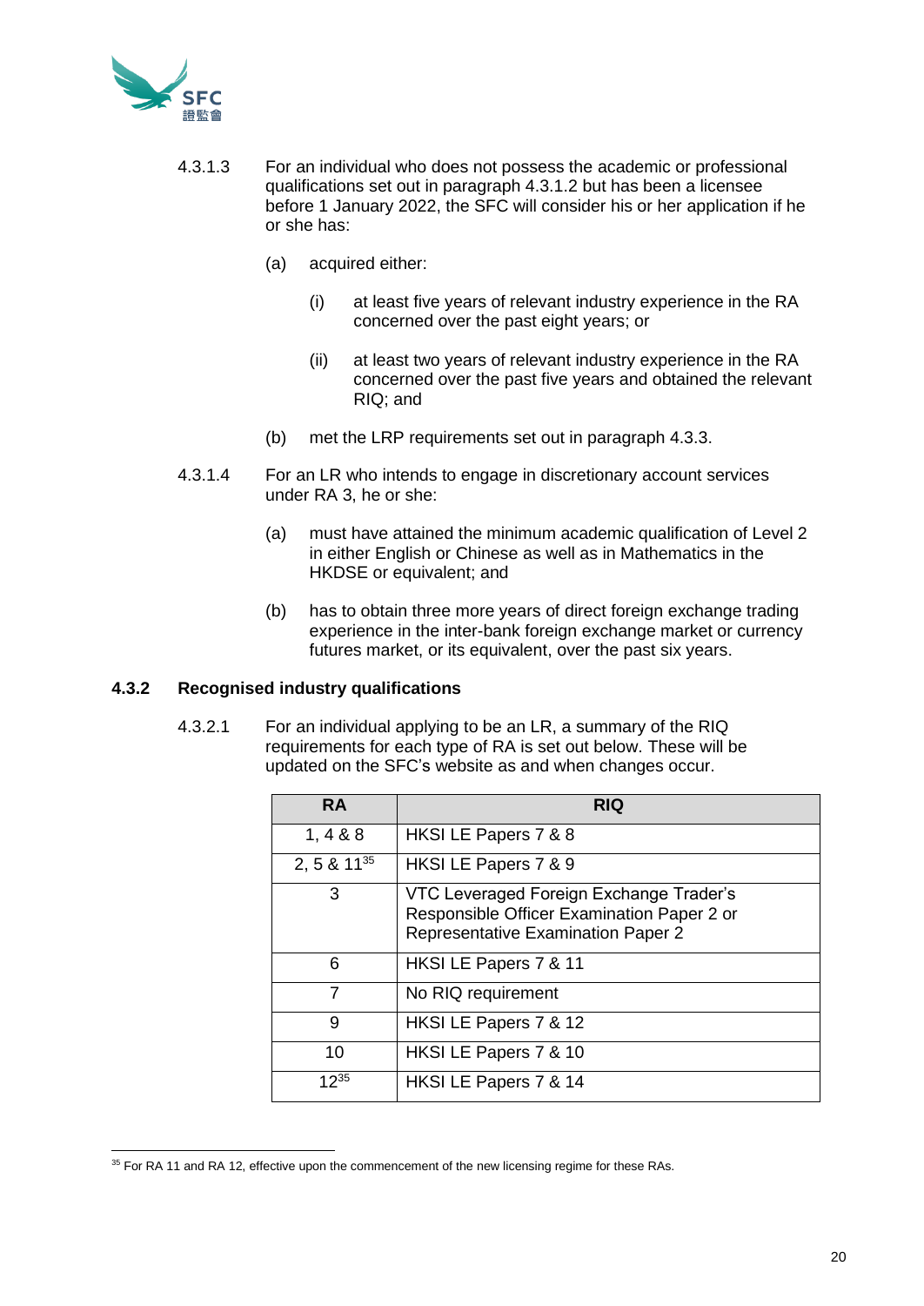4.3.1.3 For an individual who does not possess the academic or professional qualifications set out in paragraph 4.3.1.2 but has been a licensee before 1 January 2022, the SFC will consider his or her application if he or she has:

(a) acquired either:

(i) at least five years of relevant industry experience in the RA concerned over the past eight years; or

(ii) at least two years of relevant industry experience in the RA concerned over the past five years and obtained the relevant RIQ; and

(b) met the LRP requirements set out in paragraph 4.3.3.

4.3.1.4 For an LR who intends to engage in discretionary account services under RA 3, he or she:

(a) must have attained the minimum academic qualification of Level 2 in either English or Chinese as well as in Mathematics in the HKDSE or equivalent; and

(b) has to obtain three more years of direct foreign exchange trading experience in the inter-bank foreign exchange market or currency futures market, or its equivalent, over the past six years.

### 4.3.2 Recognised industry qualifications

4.3.2.1 For an individual applying to be an LR, a summary of the RIQ requirements for each type of RA is set out below. These will be updated on the SFC's website as and when changes occur.

| RA | RIQ |
|---|---|
| 1, 4 & 8 | HKSI LE Papers 7 & 8 |
| 2, 5 & 11[35] | HKSI LE Papers 7 & 9 |
| 3 | VTC Leveraged Foreign Exchange Trader's Responsible Officer Examination Paper 2 or Representative Examination Paper 2 |
| 6 | HKSI LE Papers 7 & 11 |
| 7 | No RIQ requirement |
| 9 | HKSI LE Papers 7 & 12 |
| 10 | HKSI LE Papers 7 & 10 |
| 12[35] | HKSI LE Papers 7 & 14 |

[35] For RA 11 and RA 12, effective upon the commencement of the new licensing regime for these RAs.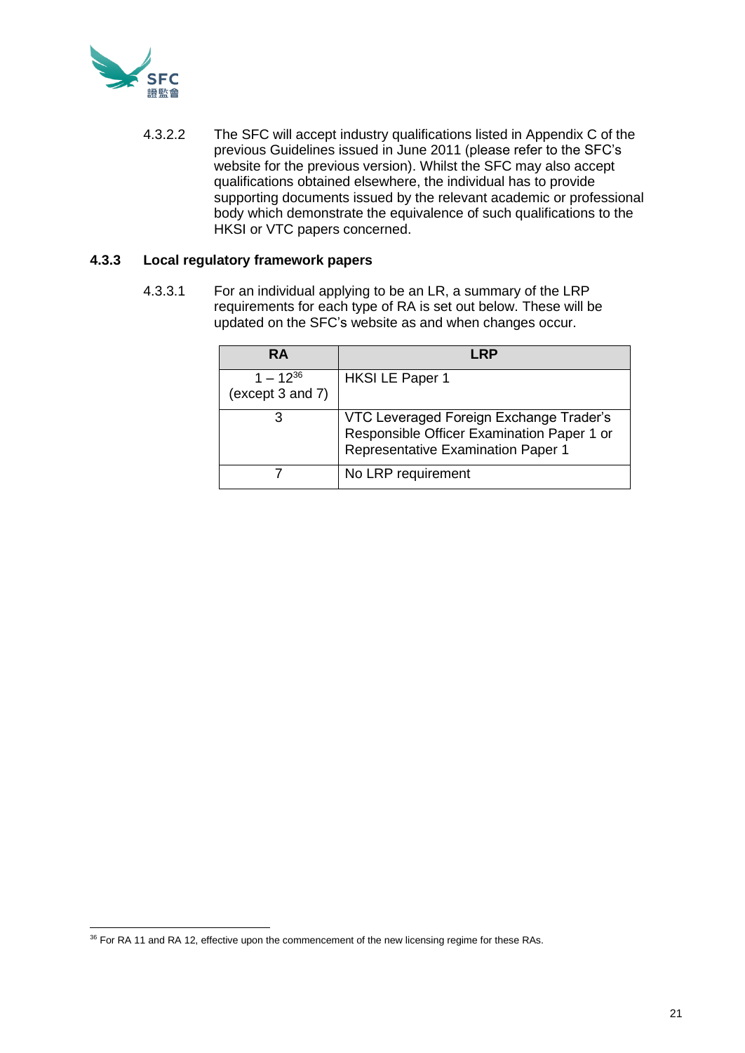4.3.2.2 The SFC will accept industry qualifications listed in Appendix C of the previous Guidelines issued in June 2011 (please refer to the SFC's website for the previous version). Whilst the SFC may also accept qualifications obtained elsewhere, the individual has to provide supporting documents issued by the relevant academic or professional body which demonstrate the equivalence of such qualifications to the HKSI or VTC papers concerned.

### 4.3.3 Local regulatory framework papers

4.3.3.1 For an individual applying to be an LR, a summary of the LRP requirements for each type of RA is set out below. These will be updated on the SFC's website as and when changes occur.

| RA | LRP |
|---|---|
| 1 – 12[36] (except 3 and 7) | HKSI LE Paper 1 |
| 3 | VTC Leveraged Foreign Exchange Trader's Responsible Officer Examination Paper 1 or Representative Examination Paper 1 |
| 7 | No LRP requirement |

[36] For RA 11 and RA 12, effective upon the commencement of the new licensing regime for these RAs.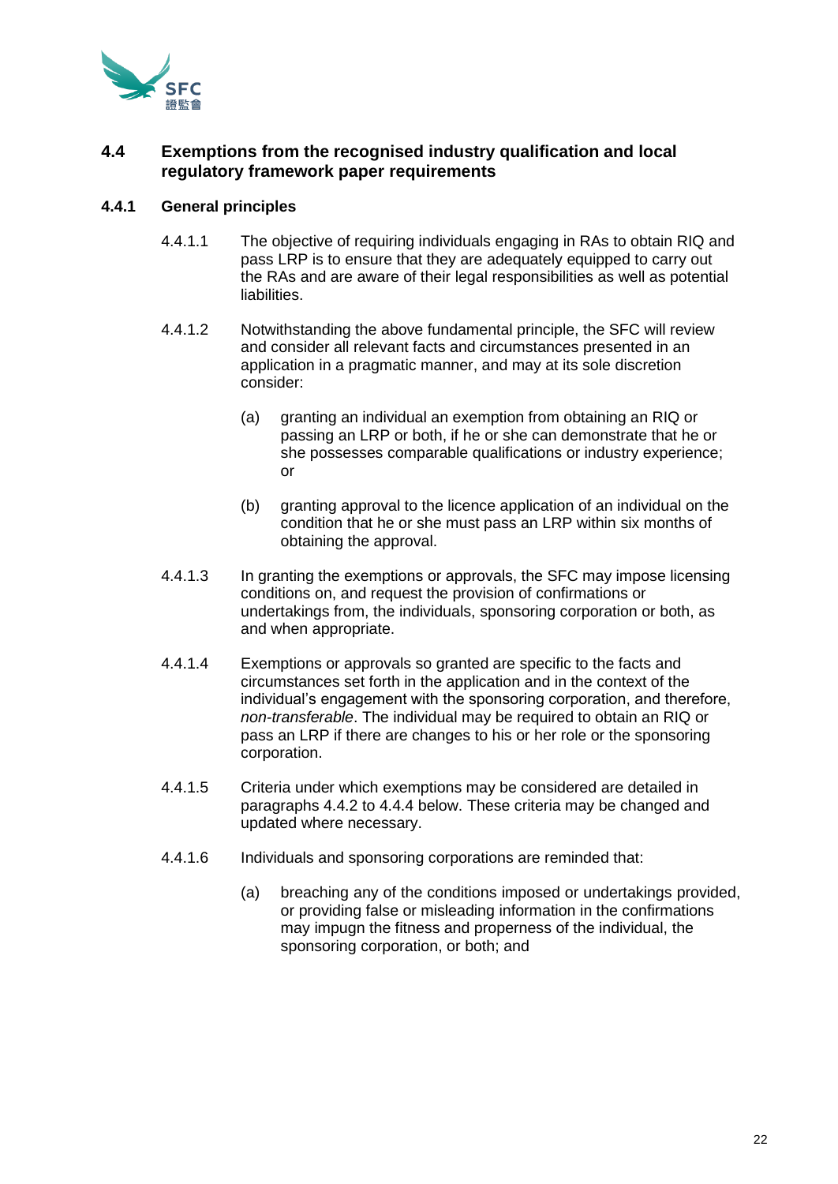## 4.4 Exemptions from the recognised industry qualification and local regulatory framework paper requirements

### 4.4.1 General principles

4.4.1.1 The objective of requiring individuals engaging in RAs to obtain RIQ and pass LRP is to ensure that they are adequately equipped to carry out the RAs and are aware of their legal responsibilities as well as potential liabilities.

4.4.1.2 Notwithstanding the above fundamental principle, the SFC will review and consider all relevant facts and circumstances presented in an application in a pragmatic manner, and may at its sole discretion consider:

(a) granting an individual an exemption from obtaining an RIQ or passing an LRP or both, if he or she can demonstrate that he or she possesses comparable qualifications or industry experience; or

(b) granting approval to the licence application of an individual on the condition that he or she must pass an LRP within six months of obtaining the approval.

4.4.1.3 In granting the exemptions or approvals, the SFC may impose licensing conditions on, and request the provision of confirmations or undertakings from, the individuals, sponsoring corporation or both, as and when appropriate.

4.4.1.4 Exemptions or approvals so granted are specific to the facts and circumstances set forth in the application and in the context of the individual's engagement with the sponsoring corporation, and therefore, *non-transferable*. The individual may be required to obtain an RIQ or pass an LRP if there are changes to his or her role or the sponsoring corporation.

4.4.1.5 Criteria under which exemptions may be considered are detailed in paragraphs 4.4.2 to 4.4.4 below. These criteria may be changed and updated where necessary.

4.4.1.6 Individuals and sponsoring corporations are reminded that:

(a) breaching any of the conditions imposed or undertakings provided, or providing false or misleading information in the confirmations may impugn the fitness and properness of the individual, the sponsoring corporation, or both; and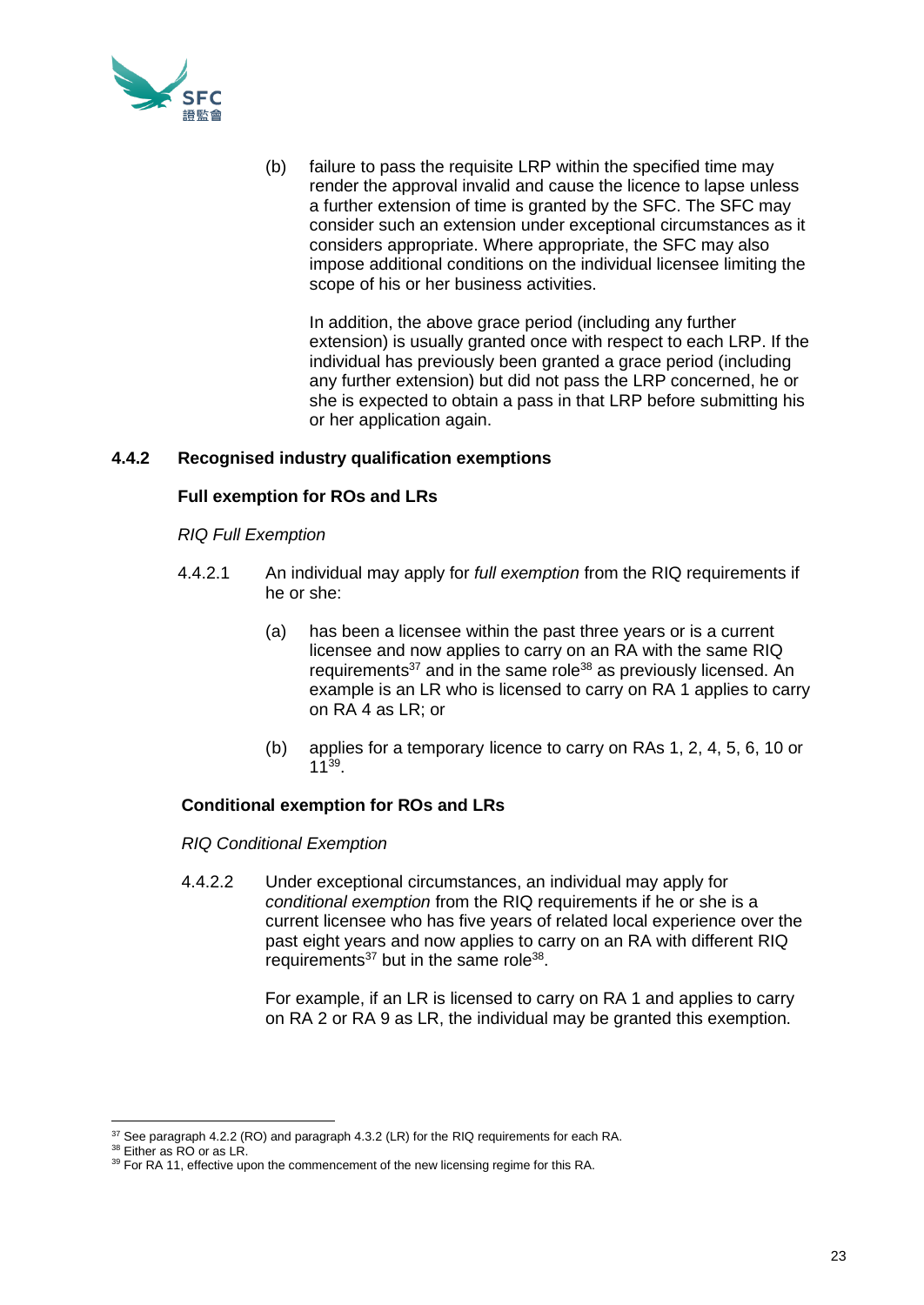(b) failure to pass the requisite LRP within the specified time may render the approval invalid and cause the licence to lapse unless a further extension of time is granted by the SFC. The SFC may consider such an extension under exceptional circumstances as it considers appropriate. Where appropriate, the SFC may also impose additional conditions on the individual licensee limiting the scope of his or her business activities.

In addition, the above grace period (including any further extension) is usually granted once with respect to each LRP. If the individual has previously been granted a grace period (including any further extension) but did not pass the LRP concerned, he or she is expected to obtain a pass in that LRP before submitting his or her application again.

### 4.4.2 Recognised industry qualification exemptions

**Full exemption for ROs and LRs**

*RIQ Full Exemption*

4.4.2.1 An individual may apply for *full exemption* from the RIQ requirements if he or she:

(a) has been a licensee within the past three years or is a current licensee and now applies to carry on an RA with the same RIQ requirements[37] and in the same role[38] as previously licensed. An example is an LR who is licensed to carry on RA 1 applies to carry on RA 4 as LR; or

(b) applies for a temporary licence to carry on RAs 1, 2, 4, 5, 6, 10 or 11[39].

**Conditional exemption for ROs and LRs**

*RIQ Conditional Exemption*

4.4.2.2 Under exceptional circumstances, an individual may apply for *conditional exemption* from the RIQ requirements if he or she is a current licensee who has five years of related local experience over the past eight years and now applies to carry on an RA with different RIQ requirements[37] but in the same role[38].

For example, if an LR is licensed to carry on RA 1 and applies to carry on RA 2 or RA 9 as LR, the individual may be granted this exemption.

---

[37] See paragraph 4.2.2 (RO) and paragraph 4.3.2 (LR) for the RIQ requirements for each RA.
[38] Either as RO or as LR.
[39] For RA 11, effective upon the commencement of the new licensing regime for this RA.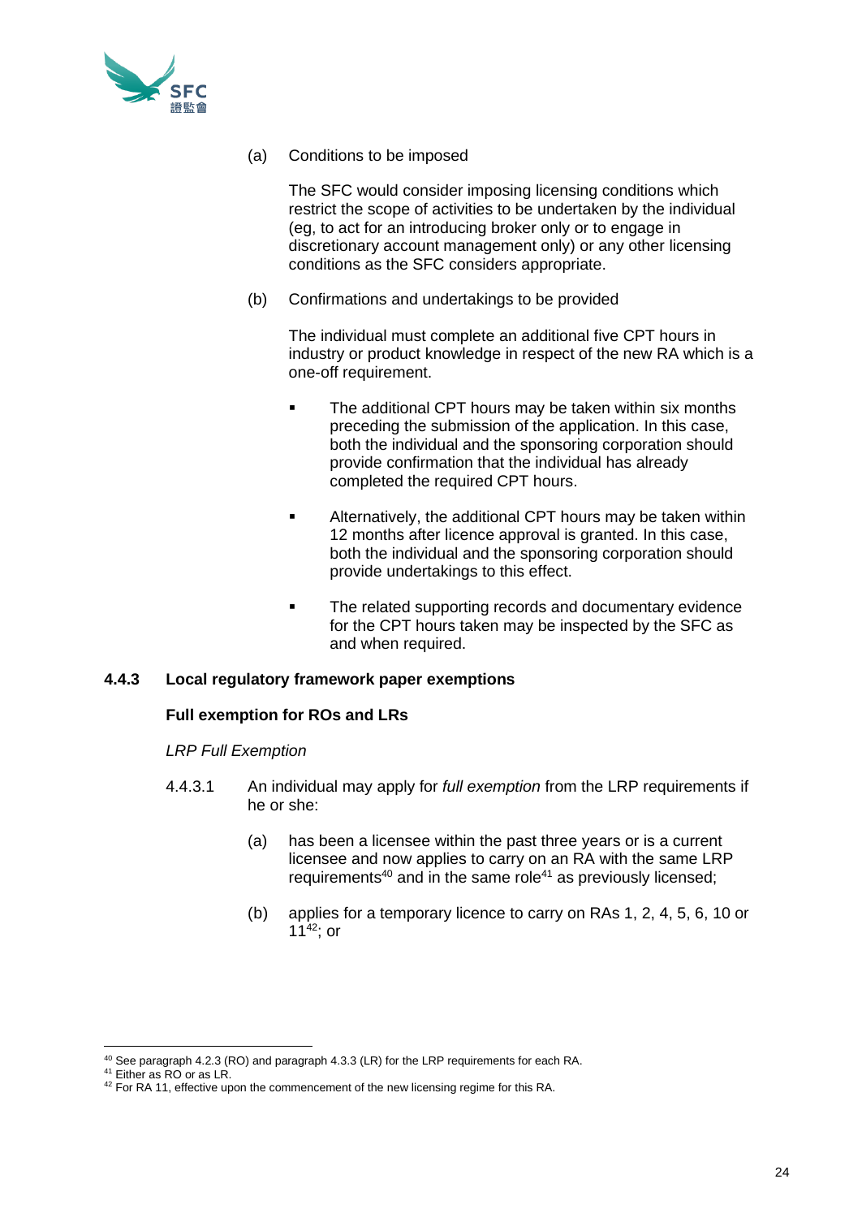(a) Conditions to be imposed

The SFC would consider imposing licensing conditions which restrict the scope of activities to be undertaken by the individual (eg, to act for an introducing broker only or to engage in discretionary account management only) or any other licensing conditions as the SFC considers appropriate.

(b) Confirmations and undertakings to be provided

The individual must complete an additional five CPT hours in industry or product knowledge in respect of the new RA which is a one-off requirement.

- The additional CPT hours may be taken within six months preceding the submission of the application. In this case, both the individual and the sponsoring corporation should provide confirmation that the individual has already completed the required CPT hours.
- Alternatively, the additional CPT hours may be taken within 12 months after licence approval is granted. In this case, both the individual and the sponsoring corporation should provide undertakings to this effect.
- The related supporting records and documentary evidence for the CPT hours taken may be inspected by the SFC as and when required.

### 4.4.3 Local regulatory framework paper exemptions

**Full exemption for ROs and LRs**

*LRP Full Exemption*

4.4.3.1 An individual may apply for *full exemption* from the LRP requirements if he or she:

(a) has been a licensee within the past three years or is a current licensee and now applies to carry on an RA with the same LRP requirements[40] and in the same role[41] as previously licensed;

(b) applies for a temporary licence to carry on RAs 1, 2, 4, 5, 6, 10 or 11[42]; or

---

[40] See paragraph 4.2.3 (RO) and paragraph 4.3.3 (LR) for the LRP requirements for each RA.

[41] Either as RO or as LR.

[42] For RA 11, effective upon the commencement of the new licensing regime for this RA.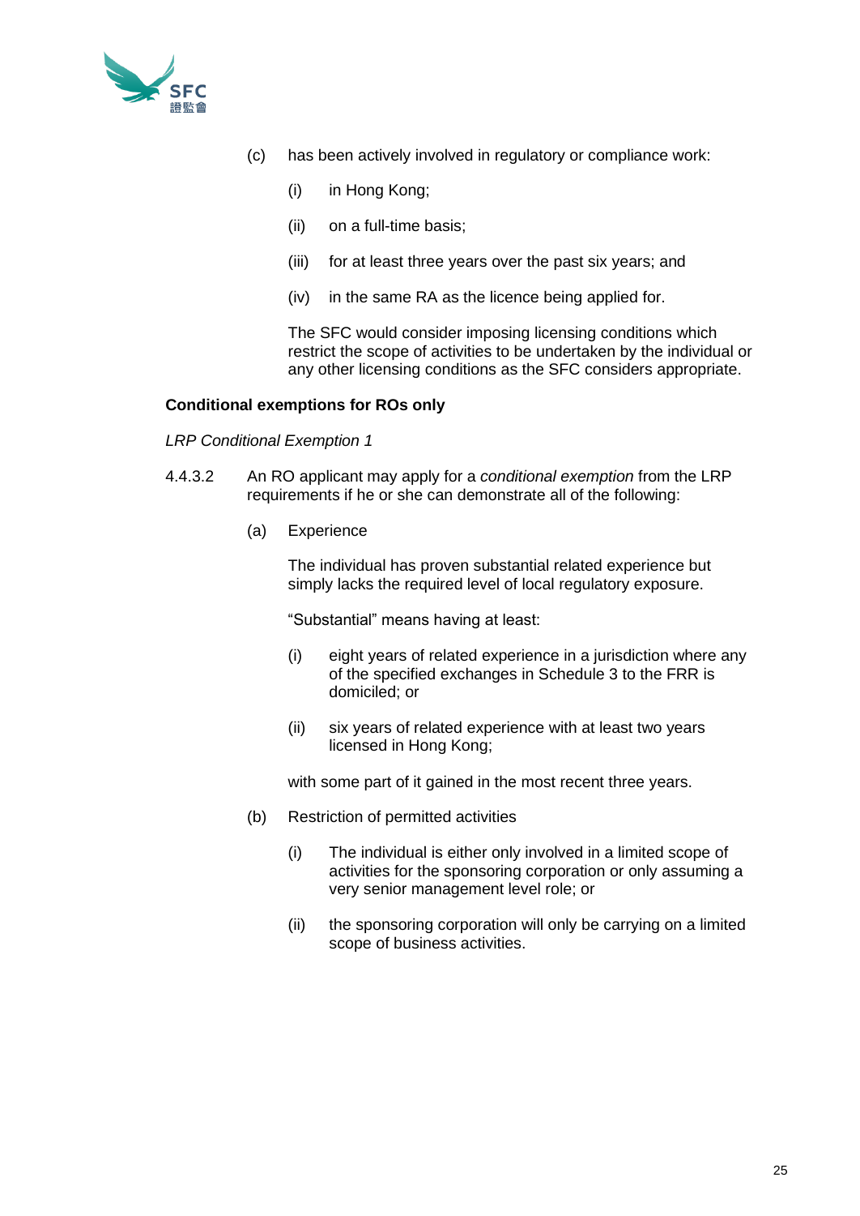(c) has been actively involved in regulatory or compliance work:

   (i) in Hong Kong;

   (ii) on a full-time basis;

   (iii) for at least three years over the past six years; and

   (iv) in the same RA as the licence being applied for.

   The SFC would consider imposing licensing conditions which restrict the scope of activities to be undertaken by the individual or any other licensing conditions as the SFC considers appropriate.

**Conditional exemptions for ROs only**

*LRP Conditional Exemption 1*

4.4.3.2 An RO applicant may apply for a *conditional exemption* from the LRP requirements if he or she can demonstrate all of the following:

(a) Experience

   The individual has proven substantial related experience but simply lacks the required level of local regulatory exposure.

   "Substantial" means having at least:

   (i) eight years of related experience in a jurisdiction where any of the specified exchanges in Schedule 3 to the FRR is domiciled; or

   (ii) six years of related experience with at least two years licensed in Hong Kong;

   with some part of it gained in the most recent three years.

(b) Restriction of permitted activities

   (i) The individual is either only involved in a limited scope of activities for the sponsoring corporation or only assuming a very senior management level role; or

   (ii) the sponsoring corporation will only be carrying on a limited scope of business activities.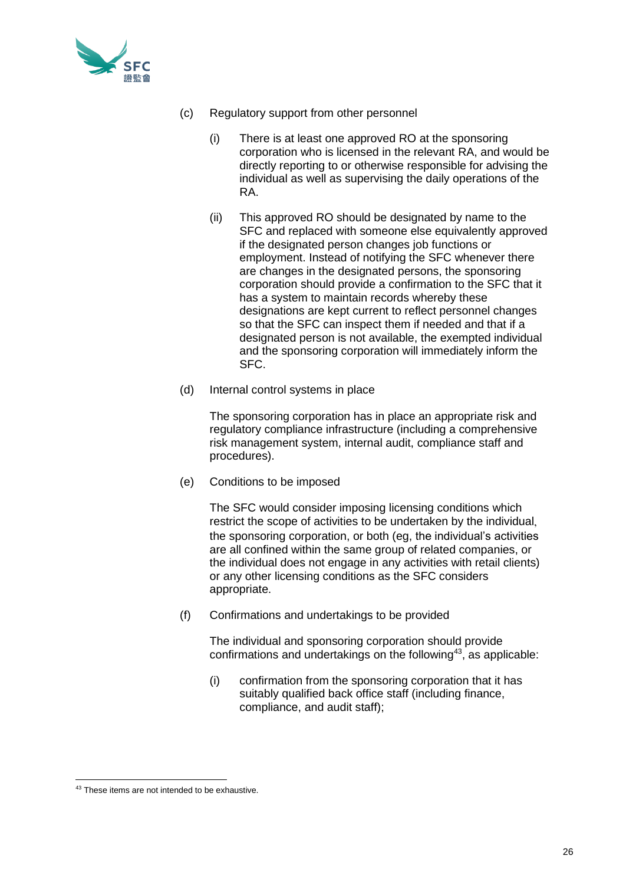(c) Regulatory support from other personnel

   (i) There is at least one approved RO at the sponsoring corporation who is licensed in the relevant RA, and would be directly reporting to or otherwise responsible for advising the individual as well as supervising the daily operations of the RA.

   (ii) This approved RO should be designated by name to the SFC and replaced with someone else equivalently approved if the designated person changes job functions or employment. Instead of notifying the SFC whenever there are changes in the designated persons, the sponsoring corporation should provide a confirmation to the SFC that it has a system to maintain records whereby these designations are kept current to reflect personnel changes so that the SFC can inspect them if needed and that if a designated person is not available, the exempted individual and the sponsoring corporation will immediately inform the SFC.

(d) Internal control systems in place

   The sponsoring corporation has in place an appropriate risk and regulatory compliance infrastructure (including a comprehensive risk management system, internal audit, compliance staff and procedures).

(e) Conditions to be imposed

   The SFC would consider imposing licensing conditions which restrict the scope of activities to be undertaken by the individual, the sponsoring corporation, or both (eg, the individual's activities are all confined within the same group of related companies, or the individual does not engage in any activities with retail clients) or any other licensing conditions as the SFC considers appropriate.

(f) Confirmations and undertakings to be provided

   The individual and sponsoring corporation should provide confirmations and undertakings on the following[43], as applicable:

   (i) confirmation from the sponsoring corporation that it has suitably qualified back office staff (including finance, compliance, and audit staff);

---

[43] These items are not intended to be exhaustive.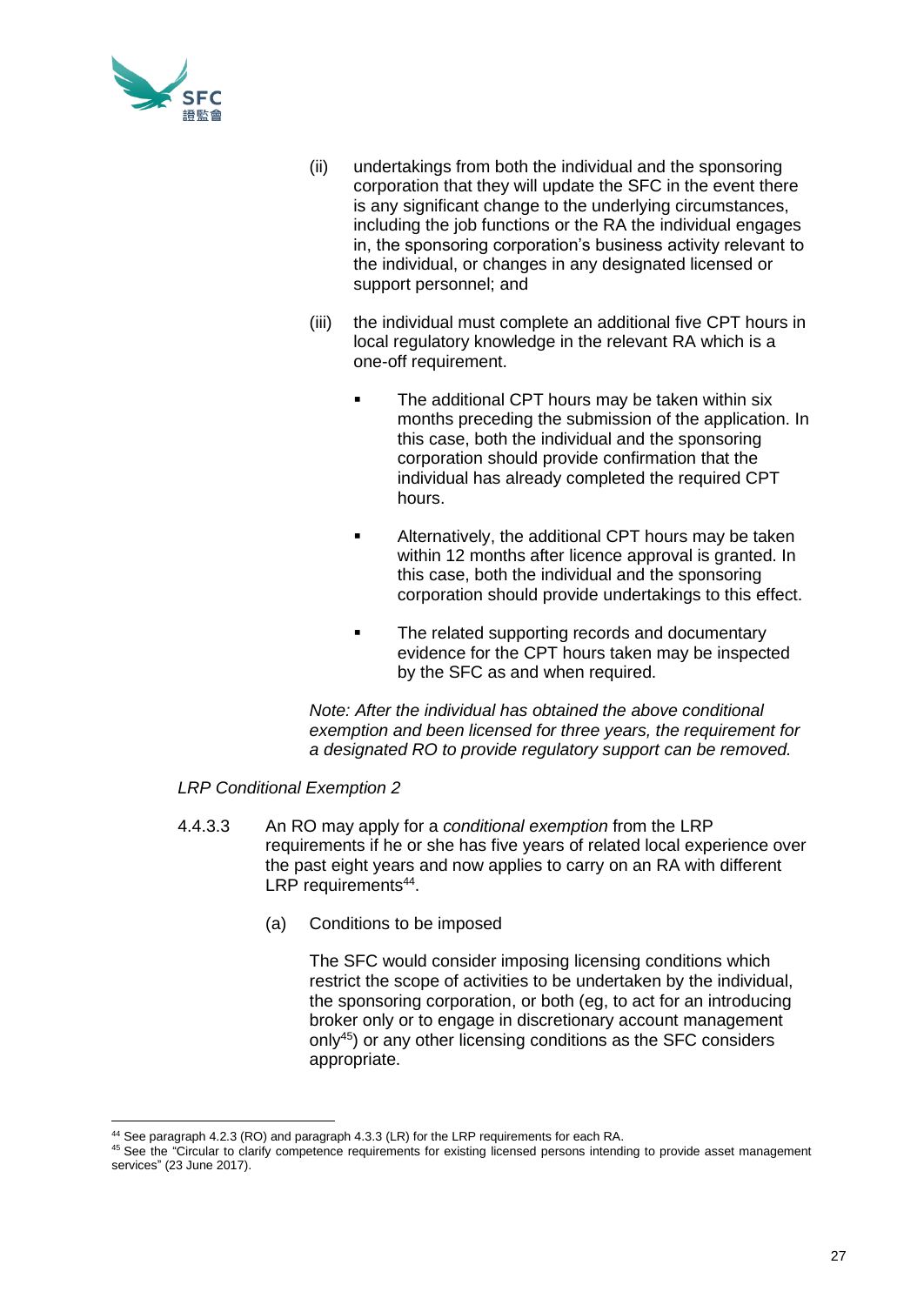(ii) undertakings from both the individual and the sponsoring corporation that they will update the SFC in the event there is any significant change to the underlying circumstances, including the job functions or the RA the individual engages in, the sponsoring corporation's business activity relevant to the individual, or changes in any designated licensed or support personnel; and

(iii) the individual must complete an additional five CPT hours in local regulatory knowledge in the relevant RA which is a one-off requirement.

- The additional CPT hours may be taken within six months preceding the submission of the application. In this case, both the individual and the sponsoring corporation should provide confirmation that the individual has already completed the required CPT hours.

- Alternatively, the additional CPT hours may be taken within 12 months after licence approval is granted. In this case, both the individual and the sponsoring corporation should provide undertakings to this effect.

- The related supporting records and documentary evidence for the CPT hours taken may be inspected by the SFC as and when required.

*Note: After the individual has obtained the above conditional exemption and been licensed for three years, the requirement for a designated RO to provide regulatory support can be removed.*

*LRP Conditional Exemption 2*

4.4.3.3 An RO may apply for a *conditional exemption* from the LRP requirements if he or she has five years of related local experience over the past eight years and now applies to carry on an RA with different LRP requirements[44].

(a) Conditions to be imposed

The SFC would consider imposing licensing conditions which restrict the scope of activities to be undertaken by the individual, the sponsoring corporation, or both (eg, to act for an introducing broker only or to engage in discretionary account management only[45]) or any other licensing conditions as the SFC considers appropriate.

---

[44] See paragraph 4.2.3 (RO) and paragraph 4.3.3 (LR) for the LRP requirements for each RA.

[45] See the "Circular to clarify competence requirements for existing licensed persons intending to provide asset management services" (23 June 2017).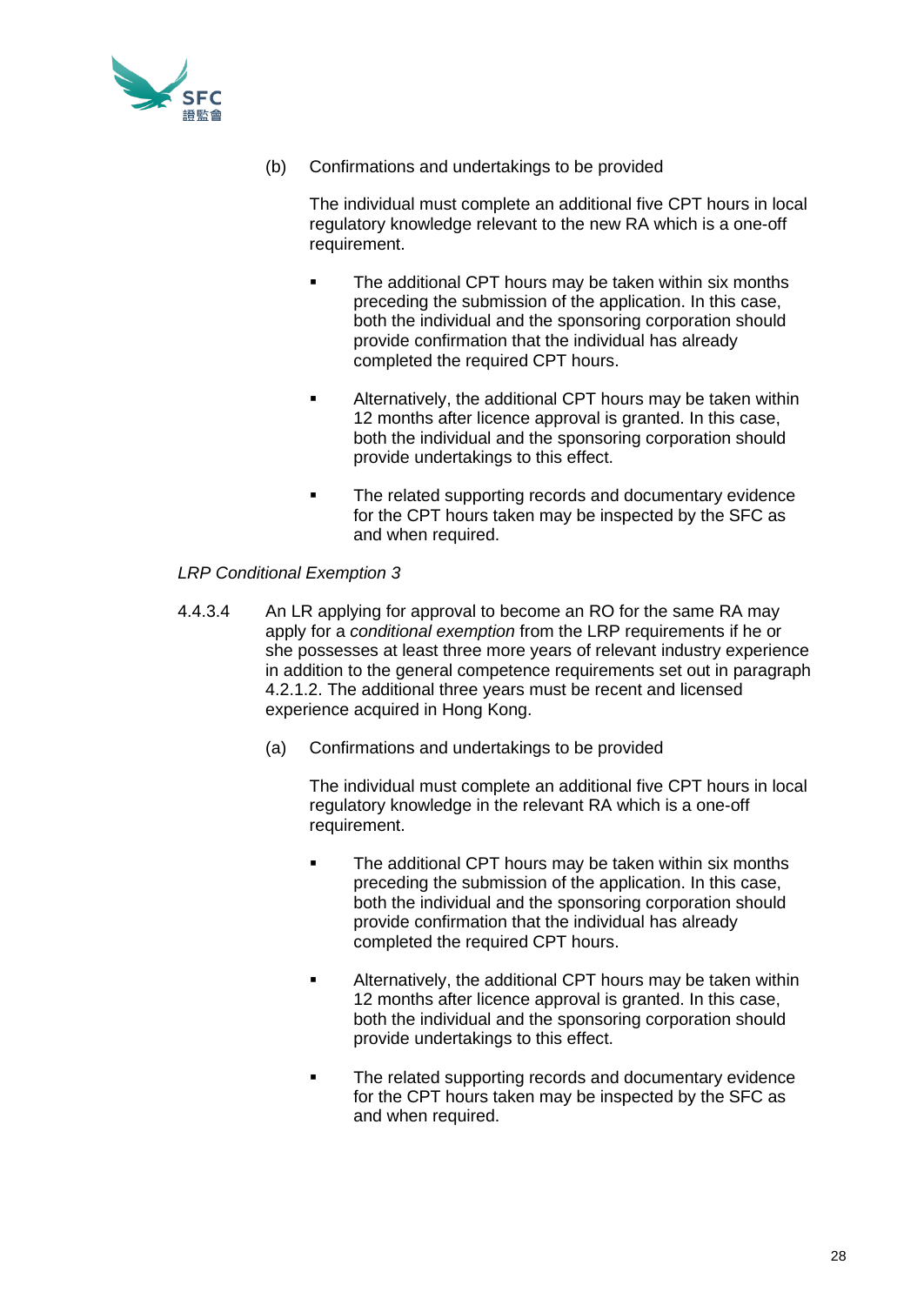(b) Confirmations and undertakings to be provided

The individual must complete an additional five CPT hours in local regulatory knowledge relevant to the new RA which is a one-off requirement.

- The additional CPT hours may be taken within six months preceding the submission of the application. In this case, both the individual and the sponsoring corporation should provide confirmation that the individual has already completed the required CPT hours.
- Alternatively, the additional CPT hours may be taken within 12 months after licence approval is granted. In this case, both the individual and the sponsoring corporation should provide undertakings to this effect.
- The related supporting records and documentary evidence for the CPT hours taken may be inspected by the SFC as and when required.

*LRP Conditional Exemption 3*

4.4.3.4 An LR applying for approval to become an RO for the same RA may apply for a *conditional exemption* from the LRP requirements if he or she possesses at least three more years of relevant industry experience in addition to the general competence requirements set out in paragraph 4.2.1.2. The additional three years must be recent and licensed experience acquired in Hong Kong.

(a) Confirmations and undertakings to be provided

The individual must complete an additional five CPT hours in local regulatory knowledge in the relevant RA which is a one-off requirement.

- The additional CPT hours may be taken within six months preceding the submission of the application. In this case, both the individual and the sponsoring corporation should provide confirmation that the individual has already completed the required CPT hours.
- Alternatively, the additional CPT hours may be taken within 12 months after licence approval is granted. In this case, both the individual and the sponsoring corporation should provide undertakings to this effect.
- The related supporting records and documentary evidence for the CPT hours taken may be inspected by the SFC as and when required.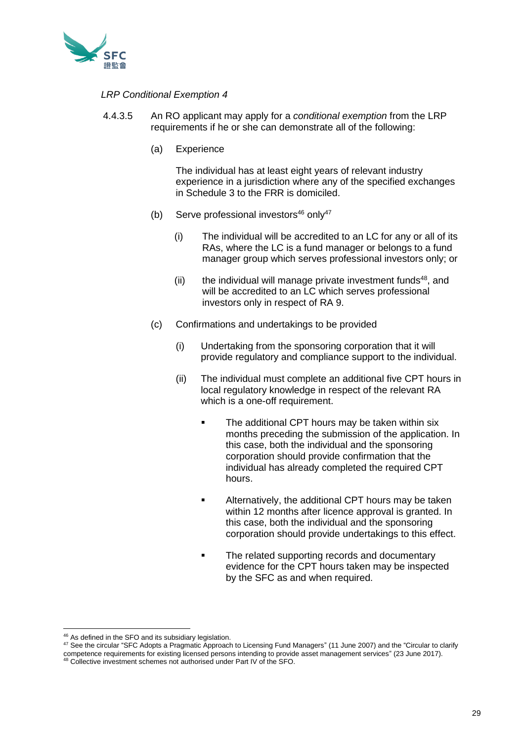*LRP Conditional Exemption 4*

4.4.3.5 An RO applicant may apply for a *conditional exemption* from the LRP requirements if he or she can demonstrate all of the following:

(a) Experience

The individual has at least eight years of relevant industry experience in a jurisdiction where any of the specified exchanges in Schedule 3 to the FRR is domiciled.

(b) Serve professional investors[46] only[47]

(i) The individual will be accredited to an LC for any or all of its RAs, where the LC is a fund manager or belongs to a fund manager group which serves professional investors only; or

(ii) the individual will manage private investment funds[48], and will be accredited to an LC which serves professional investors only in respect of RA 9.

(c) Confirmations and undertakings to be provided

(i) Undertaking from the sponsoring corporation that it will provide regulatory and compliance support to the individual.

(ii) The individual must complete an additional five CPT hours in local regulatory knowledge in respect of the relevant RA which is a one-off requirement.

- The additional CPT hours may be taken within six months preceding the submission of the application. In this case, both the individual and the sponsoring corporation should provide confirmation that the individual has already completed the required CPT hours.
- Alternatively, the additional CPT hours may be taken within 12 months after licence approval is granted. In this case, both the individual and the sponsoring corporation should provide undertakings to this effect.
- The related supporting records and documentary evidence for the CPT hours taken may be inspected by the SFC as and when required.

---

[46] As defined in the SFO and its subsidiary legislation.

[47] See the circular "SFC Adopts a Pragmatic Approach to Licensing Fund Managers" (11 June 2007) and the "Circular to clarify competence requirements for existing licensed persons intending to provide asset management services" (23 June 2017).

[48] Collective investment schemes not authorised under Part IV of the SFO.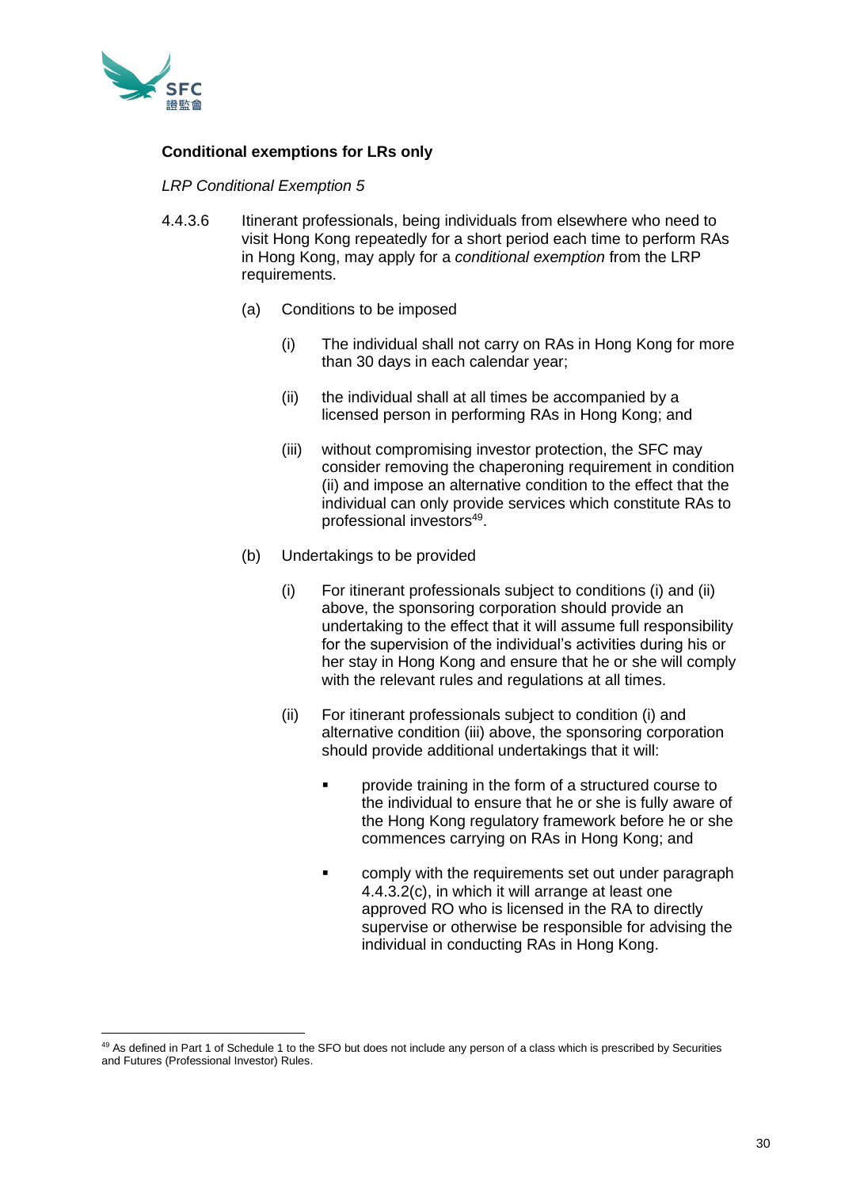**Conditional exemptions for LRs only**

*LRP Conditional Exemption 5*

4.4.3.6 Itinerant professionals, being individuals from elsewhere who need to visit Hong Kong repeatedly for a short period each time to perform RAs in Hong Kong, may apply for a *conditional exemption* from the LRP requirements.

(a) Conditions to be imposed

(i) The individual shall not carry on RAs in Hong Kong for more than 30 days in each calendar year;

(ii) the individual shall at all times be accompanied by a licensed person in performing RAs in Hong Kong; and

(iii) without compromising investor protection, the SFC may consider removing the chaperoning requirement in condition (ii) and impose an alternative condition to the effect that the individual can only provide services which constitute RAs to professional investors[49].

(b) Undertakings to be provided

(i) For itinerant professionals subject to conditions (i) and (ii) above, the sponsoring corporation should provide an undertaking to the effect that it will assume full responsibility for the supervision of the individual's activities during his or her stay in Hong Kong and ensure that he or she will comply with the relevant rules and regulations at all times.

(ii) For itinerant professionals subject to condition (i) and alternative condition (iii) above, the sponsoring corporation should provide additional undertakings that it will:

- provide training in the form of a structured course to the individual to ensure that he or she is fully aware of the Hong Kong regulatory framework before he or she commences carrying on RAs in Hong Kong; and
- comply with the requirements set out under paragraph 4.4.3.2(c), in which it will arrange at least one approved RO who is licensed in the RA to directly supervise or otherwise be responsible for advising the individual in conducting RAs in Hong Kong.

---

[49] As defined in Part 1 of Schedule 1 to the SFO but does not include any person of a class which is prescribed by Securities and Futures (Professional Investor) Rules.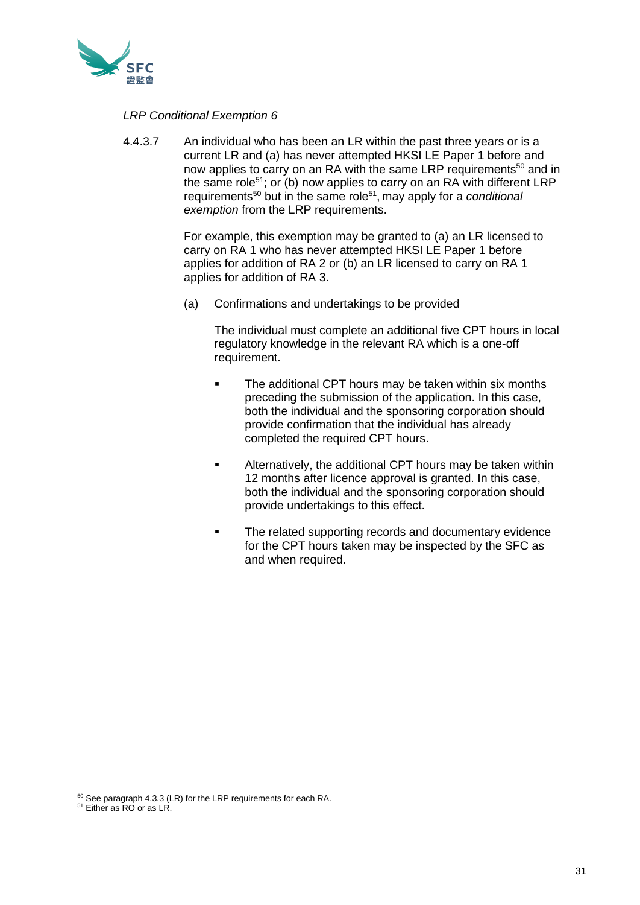*LRP Conditional Exemption 6*

4.4.3.7 An individual who has been an LR within the past three years or is a current LR and (a) has never attempted HKSI LE Paper 1 before and now applies to carry on an RA with the same LRP requirements[50] and in the same role[51]; or (b) now applies to carry on an RA with different LRP requirements[50] but in the same role[51], may apply for a *conditional exemption* from the LRP requirements.

For example, this exemption may be granted to (a) an LR licensed to carry on RA 1 who has never attempted HKSI LE Paper 1 before applies for addition of RA 2 or (b) an LR licensed to carry on RA 1 applies for addition of RA 3.

(a) Confirmations and undertakings to be provided

The individual must complete an additional five CPT hours in local regulatory knowledge in the relevant RA which is a one-off requirement.

- The additional CPT hours may be taken within six months preceding the submission of the application. In this case, both the individual and the sponsoring corporation should provide confirmation that the individual has already completed the required CPT hours.

- Alternatively, the additional CPT hours may be taken within 12 months after licence approval is granted. In this case, both the individual and the sponsoring corporation should provide undertakings to this effect.

- The related supporting records and documentary evidence for the CPT hours taken may be inspected by the SFC as and when required.

---

[50] See paragraph 4.3.3 (LR) for the LRP requirements for each RA.

[51] Either as RO or as LR.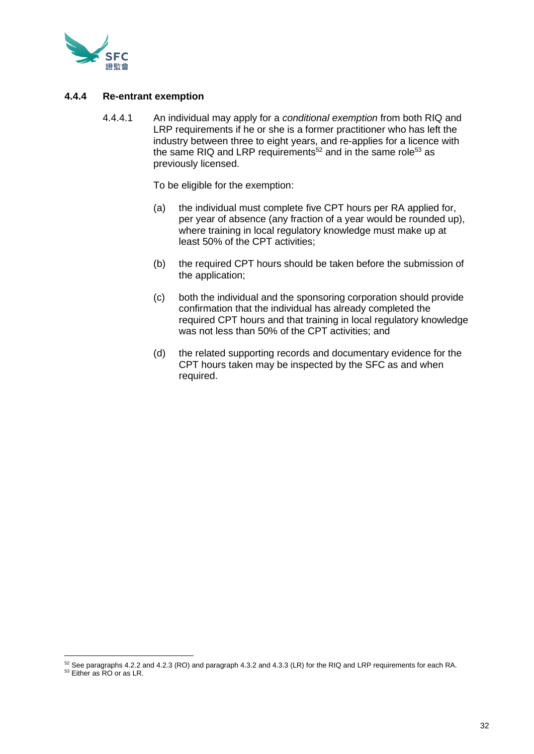#### 4.4.4 Re-entrant exemption

4.4.4.1 An individual may apply for a *conditional exemption* from both RIQ and LRP requirements if he or she is a former practitioner who has left the industry between three to eight years, and re-applies for a licence with the same RIQ and LRP requirements[52] and in the same role[53] as previously licensed.

To be eligible for the exemption:

(a) the individual must complete five CPT hours per RA applied for, per year of absence (any fraction of a year would be rounded up), where training in local regulatory knowledge must make up at least 50% of the CPT activities;

(b) the required CPT hours should be taken before the submission of the application;

(c) both the individual and the sponsoring corporation should provide confirmation that the individual has already completed the required CPT hours and that training in local regulatory knowledge was not less than 50% of the CPT activities; and

(d) the related supporting records and documentary evidence for the CPT hours taken may be inspected by the SFC as and when required.

---

[52] See paragraphs 4.2.2 and 4.2.3 (RO) and paragraph 4.3.2 and 4.3.3 (LR) for the RIQ and LRP requirements for each RA.

[53] Either as RO or as LR.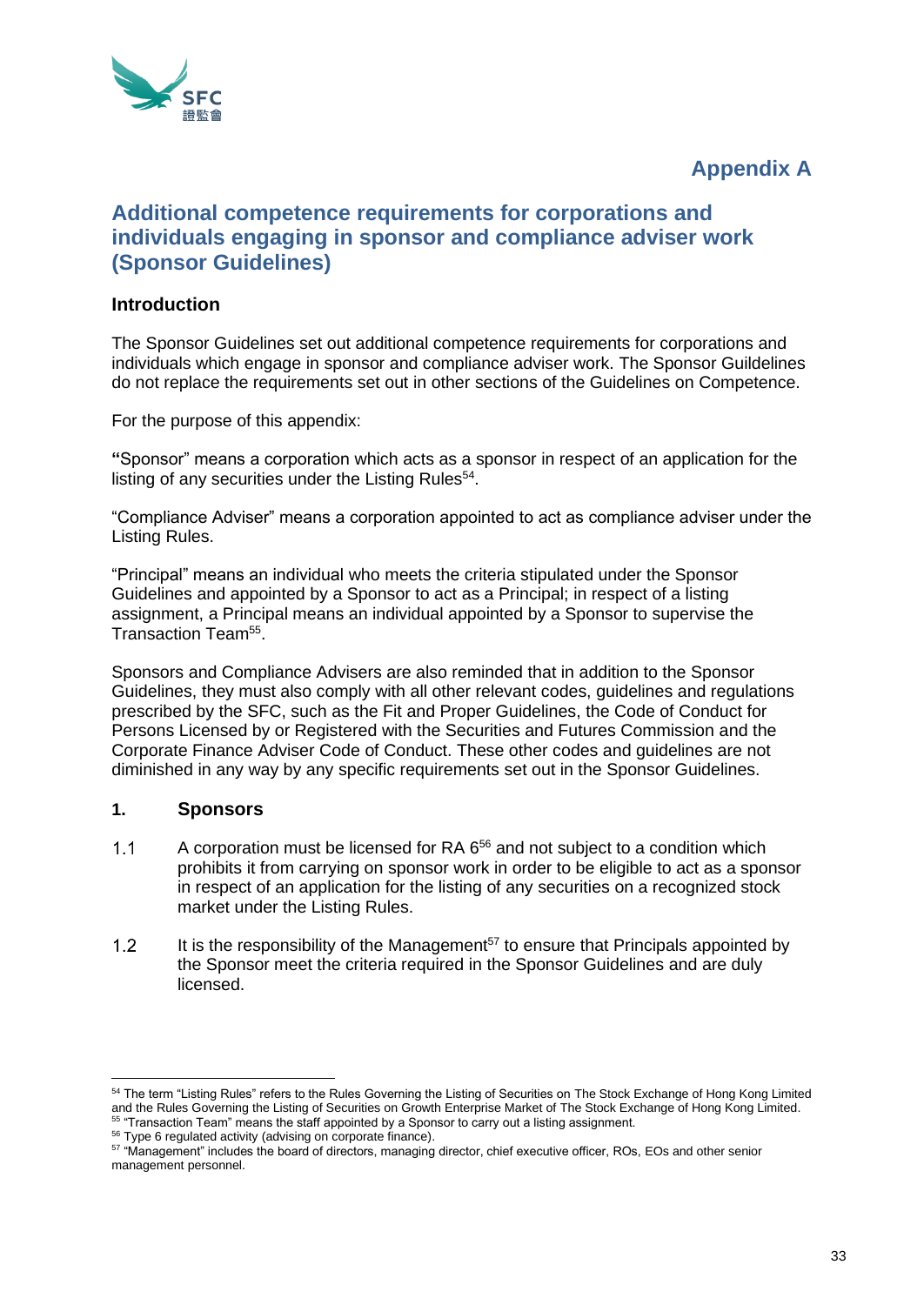## Appendix A

# Additional competence requirements for corporations and individuals engaging in sponsor and compliance adviser work (Sponsor Guidelines)

### Introduction

The Sponsor Guidelines set out additional competence requirements for corporations and individuals which engage in sponsor and compliance adviser work. The Sponsor Guildelines do not replace the requirements set out in other sections of the Guidelines on Competence.

For the purpose of this appendix:

**"**Sponsor" means a corporation which acts as a sponsor in respect of an application for the listing of any securities under the Listing Rules[54].

"Compliance Adviser" means a corporation appointed to act as compliance adviser under the Listing Rules.

"Principal" means an individual who meets the criteria stipulated under the Sponsor Guidelines and appointed by a Sponsor to act as a Principal; in respect of a listing assignment, a Principal means an individual appointed by a Sponsor to supervise the Transaction Team[55].

Sponsors and Compliance Advisers are also reminded that in addition to the Sponsor Guidelines, they must also comply with all other relevant codes, guidelines and regulations prescribed by the SFC, such as the Fit and Proper Guidelines, the Code of Conduct for Persons Licensed by or Registered with the Securities and Futures Commission and the Corporate Finance Adviser Code of Conduct. These other codes and guidelines are not diminished in any way by any specific requirements set out in the Sponsor Guidelines.

### 1. Sponsors

1.1 A corporation must be licensed for RA 6[56] and not subject to a condition which prohibits it from carrying on sponsor work in order to be eligible to act as a sponsor in respect of an application for the listing of any securities on a recognized stock market under the Listing Rules.

1.2 It is the responsibility of the Management[57] to ensure that Principals appointed by the Sponsor meet the criteria required in the Sponsor Guidelines and are duly licensed.

---

[54] The term "Listing Rules" refers to the Rules Governing the Listing of Securities on The Stock Exchange of Hong Kong Limited and the Rules Governing the Listing of Securities on Growth Enterprise Market of The Stock Exchange of Hong Kong Limited.

[55] "Transaction Team" means the staff appointed by a Sponsor to carry out a listing assignment.

[56] Type 6 regulated activity (advising on corporate finance).

[57] "Management" includes the board of directors, managing director, chief executive officer, ROs, EOs and other senior management personnel.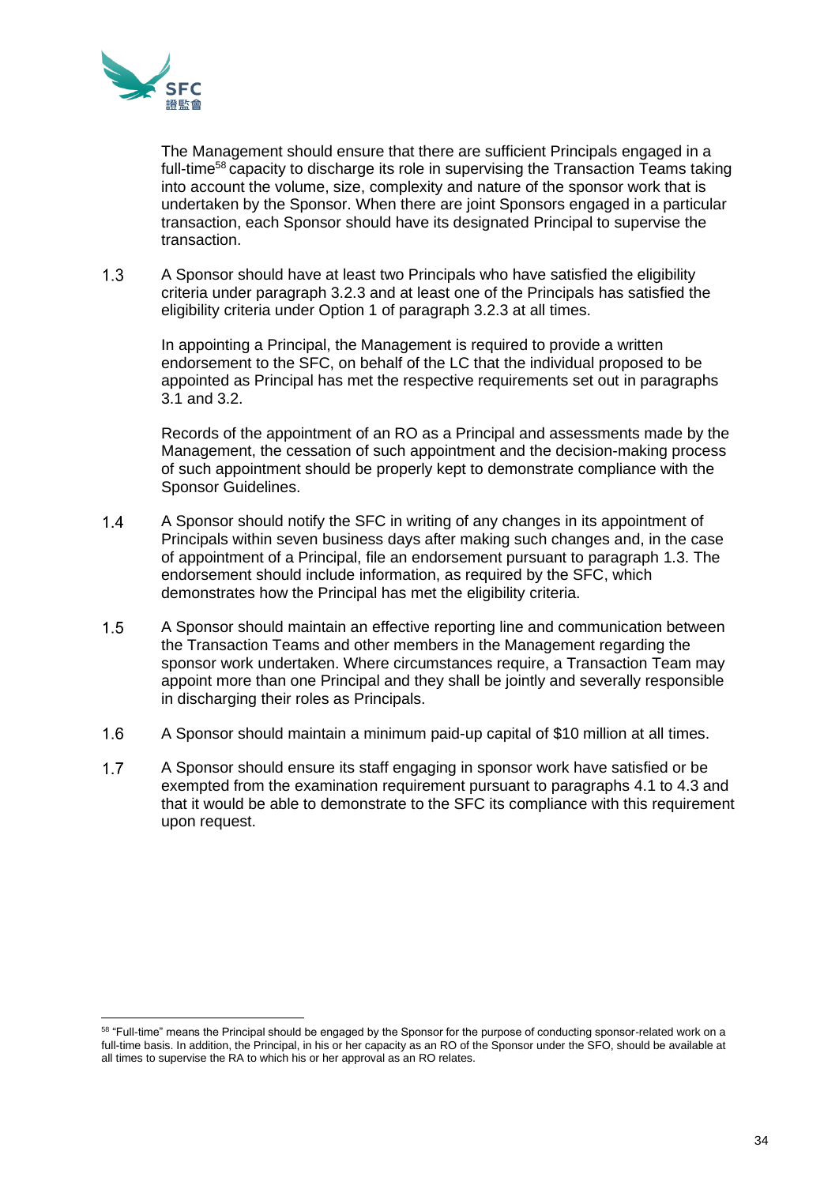The Management should ensure that there are sufficient Principals engaged in a full-time[58] capacity to discharge its role in supervising the Transaction Teams taking into account the volume, size, complexity and nature of the sponsor work that is undertaken by the Sponsor. When there are joint Sponsors engaged in a particular transaction, each Sponsor should have its designated Principal to supervise the transaction.

1.3 A Sponsor should have at least two Principals who have satisfied the eligibility criteria under paragraph 3.2.3 and at least one of the Principals has satisfied the eligibility criteria under Option 1 of paragraph 3.2.3 at all times.

In appointing a Principal, the Management is required to provide a written endorsement to the SFC, on behalf of the LC that the individual proposed to be appointed as Principal has met the respective requirements set out in paragraphs 3.1 and 3.2.

Records of the appointment of an RO as a Principal and assessments made by the Management, the cessation of such appointment and the decision-making process of such appointment should be properly kept to demonstrate compliance with the Sponsor Guidelines.

1.4 A Sponsor should notify the SFC in writing of any changes in its appointment of Principals within seven business days after making such changes and, in the case of appointment of a Principal, file an endorsement pursuant to paragraph 1.3. The endorsement should include information, as required by the SFC, which demonstrates how the Principal has met the eligibility criteria.

1.5 A Sponsor should maintain an effective reporting line and communication between the Transaction Teams and other members in the Management regarding the sponsor work undertaken. Where circumstances require, a Transaction Team may appoint more than one Principal and they shall be jointly and severally responsible in discharging their roles as Principals.

1.6 A Sponsor should maintain a minimum paid-up capital of $10 million at all times.

1.7 A Sponsor should ensure its staff engaging in sponsor work have satisfied or be exempted from the examination requirement pursuant to paragraphs 4.1 to 4.3 and that it would be able to demonstrate to the SFC its compliance with this requirement upon request.

---

[58] "Full-time" means the Principal should be engaged by the Sponsor for the purpose of conducting sponsor-related work on a full-time basis. In addition, the Principal, in his or her capacity as an RO of the Sponsor under the SFO, should be available at all times to supervise the RA to which his or her approval as an RO relates.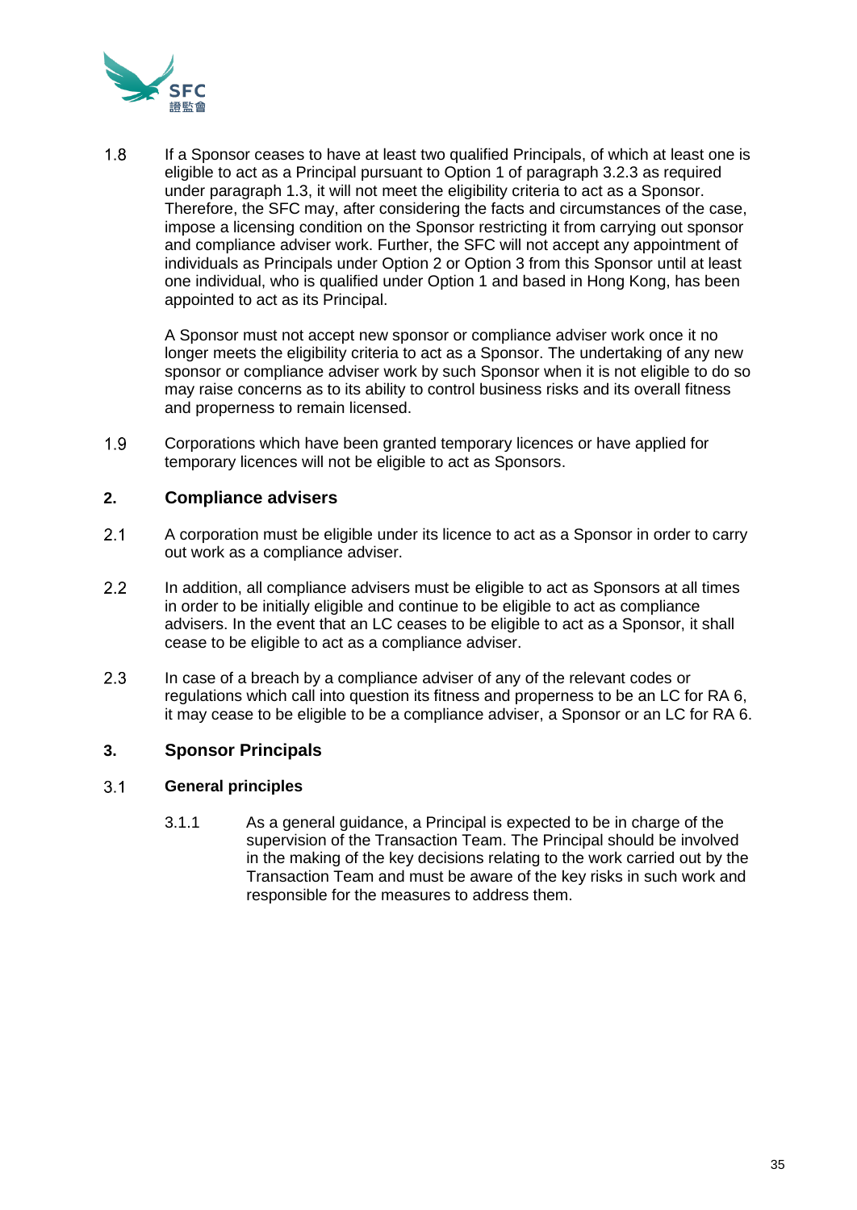1.8 If a Sponsor ceases to have at least two qualified Principals, of which at least one is eligible to act as a Principal pursuant to Option 1 of paragraph 3.2.3 as required under paragraph 1.3, it will not meet the eligibility criteria to act as a Sponsor. Therefore, the SFC may, after considering the facts and circumstances of the case, impose a licensing condition on the Sponsor restricting it from carrying out sponsor and compliance adviser work. Further, the SFC will not accept any appointment of individuals as Principals under Option 2 or Option 3 from this Sponsor until at least one individual, who is qualified under Option 1 and based in Hong Kong, has been appointed to act as its Principal.

A Sponsor must not accept new sponsor or compliance adviser work once it no longer meets the eligibility criteria to act as a Sponsor. The undertaking of any new sponsor or compliance adviser work by such Sponsor when it is not eligible to do so may raise concerns as to its ability to control business risks and its overall fitness and properness to remain licensed.

1.9 Corporations which have been granted temporary licences or have applied for temporary licences will not be eligible to act as Sponsors.

## 2. Compliance advisers

2.1 A corporation must be eligible under its licence to act as a Sponsor in order to carry out work as a compliance adviser.

2.2 In addition, all compliance advisers must be eligible to act as Sponsors at all times in order to be initially eligible and continue to be eligible to act as compliance advisers. In the event that an LC ceases to be eligible to act as a Sponsor, it shall cease to be eligible to act as a compliance adviser.

2.3 In case of a breach by a compliance adviser of any of the relevant codes or regulations which call into question its fitness and properness to be an LC for RA 6, it may cease to be eligible to be a compliance adviser, a Sponsor or an LC for RA 6.

## 3. Sponsor Principals

### 3.1 General principles

3.1.1 As a general guidance, a Principal is expected to be in charge of the supervision of the Transaction Team. The Principal should be involved in the making of the key decisions relating to the work carried out by the Transaction Team and must be aware of the key risks in such work and responsible for the measures to address them.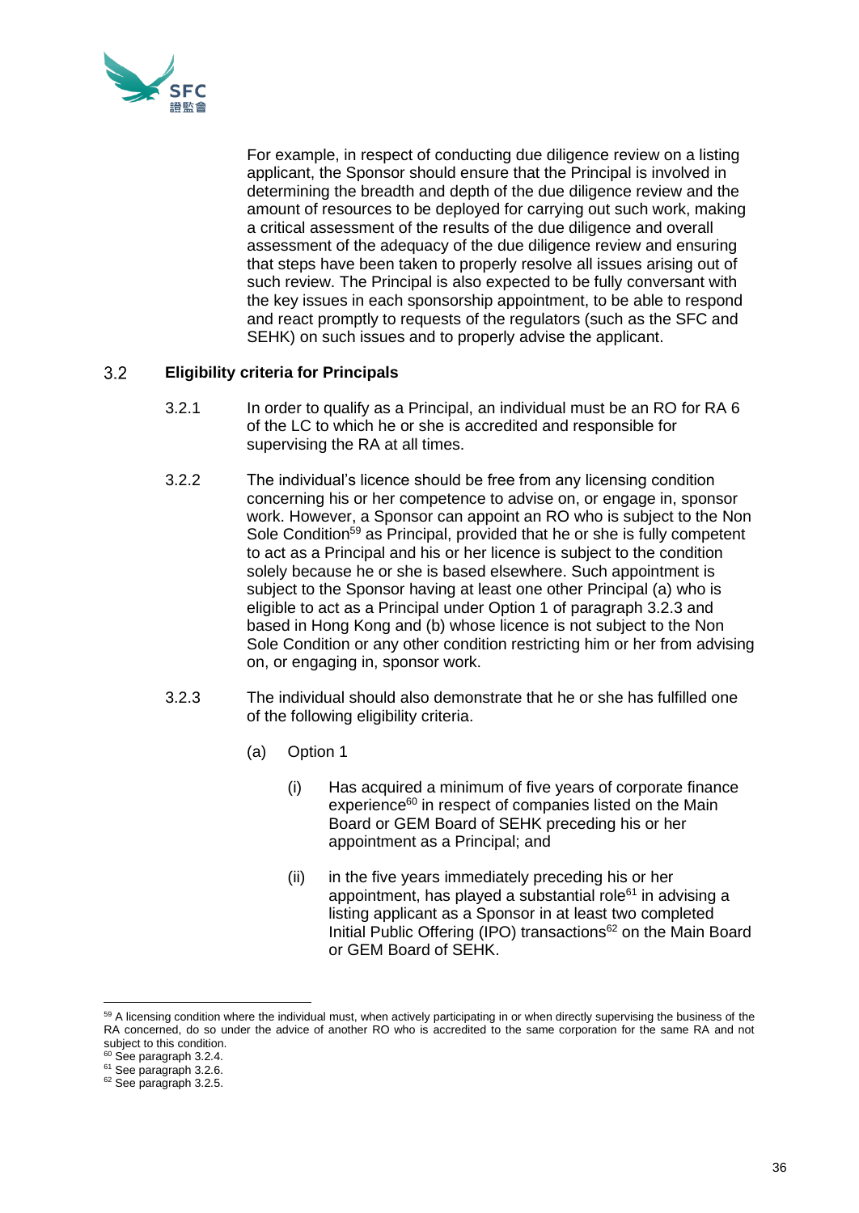For example, in respect of conducting due diligence review on a listing applicant, the Sponsor should ensure that the Principal is involved in determining the breadth and depth of the due diligence review and the amount of resources to be deployed for carrying out such work, making a critical assessment of the results of the due diligence and overall assessment of the adequacy of the due diligence review and ensuring that steps have been taken to properly resolve all issues arising out of such review. The Principal is also expected to be fully conversant with the key issues in each sponsorship appointment, to be able to respond and react promptly to requests of the regulators (such as the SFC and SEHK) on such issues and to properly advise the applicant.

## 3.2 Eligibility criteria for Principals

3.2.1 In order to qualify as a Principal, an individual must be an RO for RA 6 of the LC to which he or she is accredited and responsible for supervising the RA at all times.

3.2.2 The individual's licence should be free from any licensing condition concerning his or her competence to advise on, or engage in, sponsor work. However, a Sponsor can appoint an RO who is subject to the Non Sole Condition[59] as Principal, provided that he or she is fully competent to act as a Principal and his or her licence is subject to the condition solely because he or she is based elsewhere. Such appointment is subject to the Sponsor having at least one other Principal (a) who is eligible to act as a Principal under Option 1 of paragraph 3.2.3 and based in Hong Kong and (b) whose licence is not subject to the Non Sole Condition or any other condition restricting him or her from advising on, or engaging in, sponsor work.

3.2.3 The individual should also demonstrate that he or she has fulfilled one of the following eligibility criteria.

(a) Option 1

(i) Has acquired a minimum of five years of corporate finance experience[60] in respect of companies listed on the Main Board or GEM Board of SEHK preceding his or her appointment as a Principal; and

(ii) in the five years immediately preceding his or her appointment, has played a substantial role[61] in advising a listing applicant as a Sponsor in at least two completed Initial Public Offering (IPO) transactions[62] on the Main Board or GEM Board of SEHK.

---

[59] A licensing condition where the individual must, when actively participating in or when directly supervising the business of the RA concerned, do so under the advice of another RO who is accredited to the same corporation for the same RA and not subject to this condition.

[60] See paragraph 3.2.4.

[61] See paragraph 3.2.6.

[62] See paragraph 3.2.5.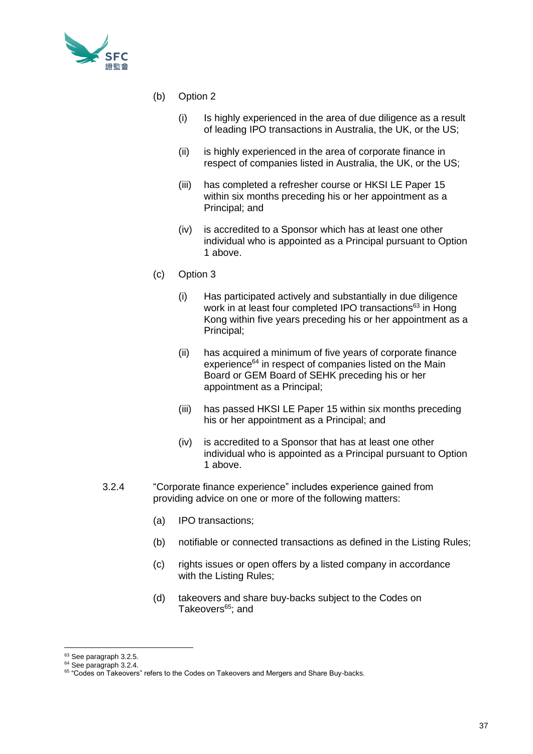(b) Option 2

   (i) Is highly experienced in the area of due diligence as a result of leading IPO transactions in Australia, the UK, or the US;

   (ii) is highly experienced in the area of corporate finance in respect of companies listed in Australia, the UK, or the US;

   (iii) has completed a refresher course or HKSI LE Paper 15 within six months preceding his or her appointment as a Principal; and

   (iv) is accredited to a Sponsor which has at least one other individual who is appointed as a Principal pursuant to Option 1 above.

(c) Option 3

   (i) Has participated actively and substantially in due diligence work in at least four completed IPO transactions[63] in Hong Kong within five years preceding his or her appointment as a Principal;

   (ii) has acquired a minimum of five years of corporate finance experience[64] in respect of companies listed on the Main Board or GEM Board of SEHK preceding his or her appointment as a Principal;

   (iii) has passed HKSI LE Paper 15 within six months preceding his or her appointment as a Principal; and

   (iv) is accredited to a Sponsor that has at least one other individual who is appointed as a Principal pursuant to Option 1 above.

3.2.4 "Corporate finance experience" includes experience gained from providing advice on one or more of the following matters:

(a) IPO transactions;

(b) notifiable or connected transactions as defined in the Listing Rules;

(c) rights issues or open offers by a listed company in accordance with the Listing Rules;

(d) takeovers and share buy-backs subject to the Codes on Takeovers[65]; and

---

[63] See paragraph 3.2.5.
[64] See paragraph 3.2.4.
[65] "Codes on Takeovers" refers to the Codes on Takeovers and Mergers and Share Buy-backs.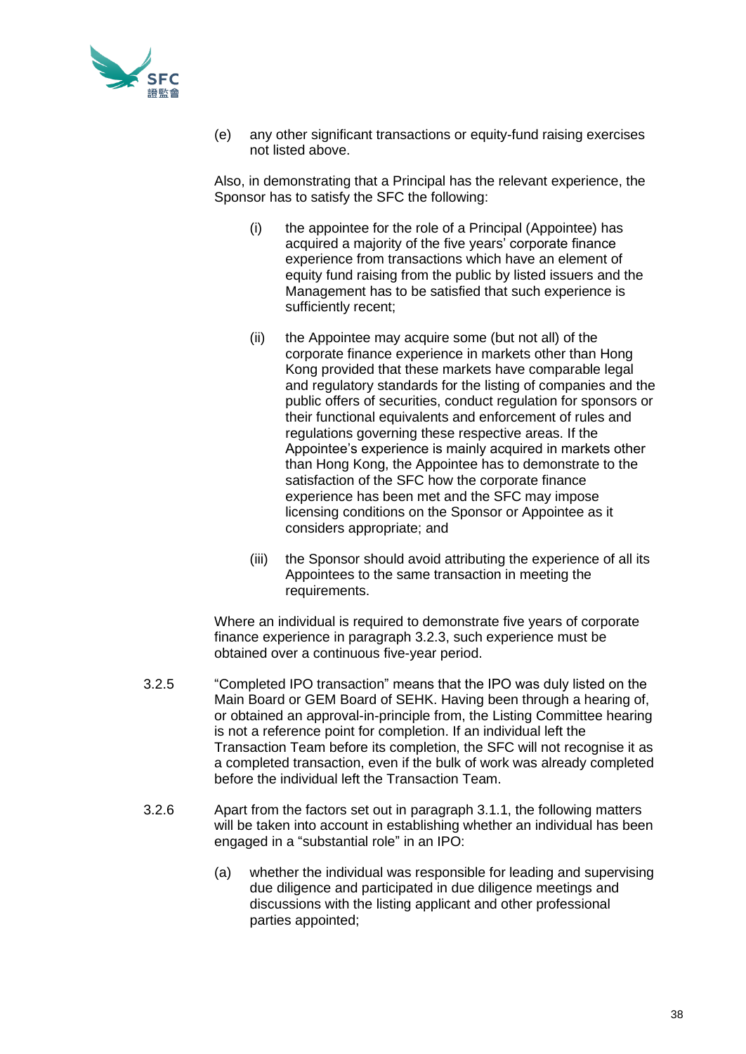(e) any other significant transactions or equity-fund raising exercises not listed above.

Also, in demonstrating that a Principal has the relevant experience, the Sponsor has to satisfy the SFC the following:

(i) the appointee for the role of a Principal (Appointee) has acquired a majority of the five years' corporate finance experience from transactions which have an element of equity fund raising from the public by listed issuers and the Management has to be satisfied that such experience is sufficiently recent;

(ii) the Appointee may acquire some (but not all) of the corporate finance experience in markets other than Hong Kong provided that these markets have comparable legal and regulatory standards for the listing of companies and the public offers of securities, conduct regulation for sponsors or their functional equivalents and enforcement of rules and regulations governing these respective areas. If the Appointee's experience is mainly acquired in markets other than Hong Kong, the Appointee has to demonstrate to the satisfaction of the SFC how the corporate finance experience has been met and the SFC may impose licensing conditions on the Sponsor or Appointee as it considers appropriate; and

(iii) the Sponsor should avoid attributing the experience of all its Appointees to the same transaction in meeting the requirements.

Where an individual is required to demonstrate five years of corporate finance experience in paragraph 3.2.3, such experience must be obtained over a continuous five-year period.

3.2.5 "Completed IPO transaction" means that the IPO was duly listed on the Main Board or GEM Board of SEHK. Having been through a hearing of, or obtained an approval-in-principle from, the Listing Committee hearing is not a reference point for completion. If an individual left the Transaction Team before its completion, the SFC will not recognise it as a completed transaction, even if the bulk of work was already completed before the individual left the Transaction Team.

3.2.6 Apart from the factors set out in paragraph 3.1.1, the following matters will be taken into account in establishing whether an individual has been engaged in a "substantial role" in an IPO:

(a) whether the individual was responsible for leading and supervising due diligence and participated in due diligence meetings and discussions with the listing applicant and other professional parties appointed;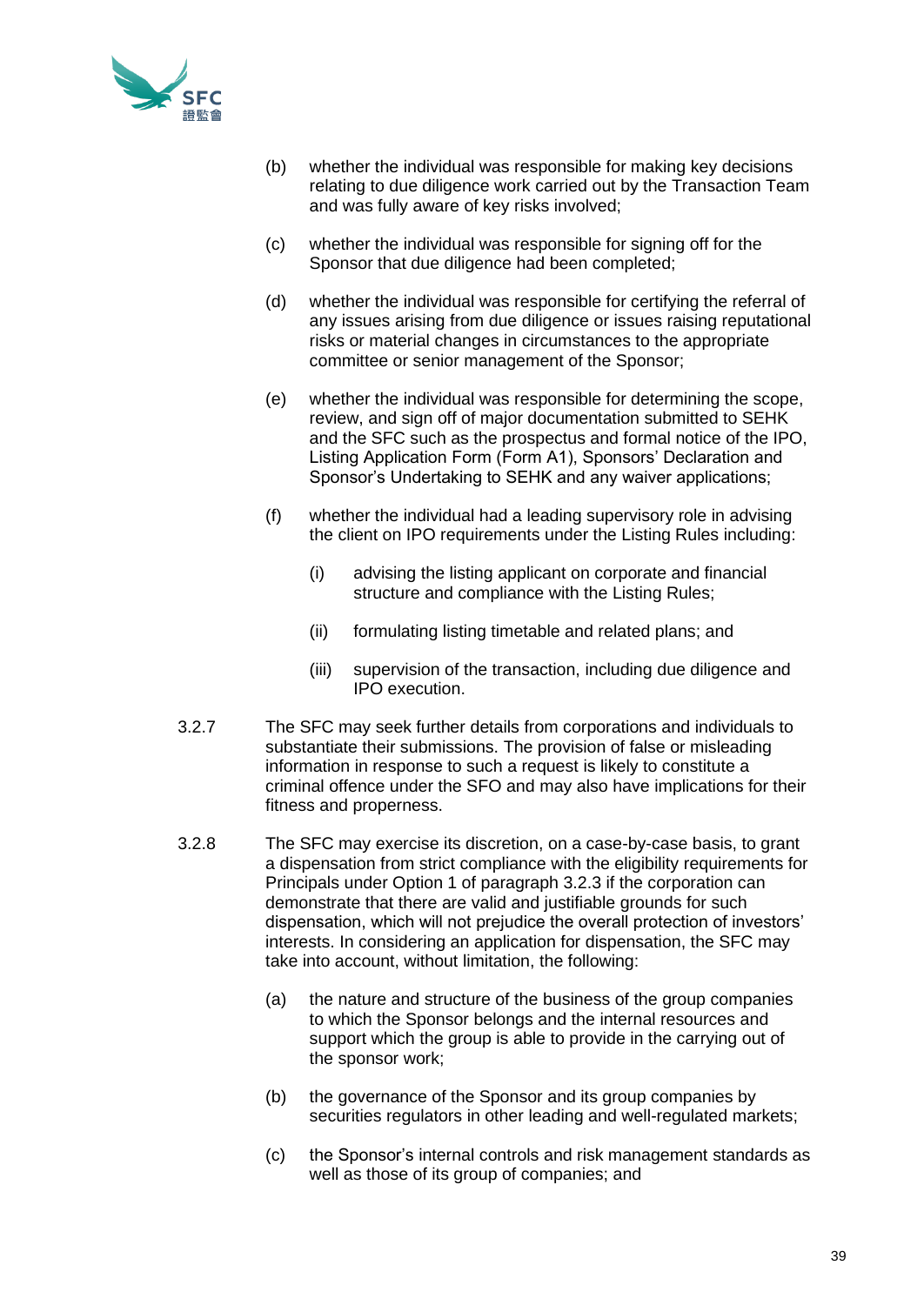(b) whether the individual was responsible for making key decisions relating to due diligence work carried out by the Transaction Team and was fully aware of key risks involved;

(c) whether the individual was responsible for signing off for the Sponsor that due diligence had been completed;

(d) whether the individual was responsible for certifying the referral of any issues arising from due diligence or issues raising reputational risks or material changes in circumstances to the appropriate committee or senior management of the Sponsor;

(e) whether the individual was responsible for determining the scope, review, and sign off of major documentation submitted to SEHK and the SFC such as the prospectus and formal notice of the IPO, Listing Application Form (Form A1), Sponsors' Declaration and Sponsor's Undertaking to SEHK and any waiver applications;

(f) whether the individual had a leading supervisory role in advising the client on IPO requirements under the Listing Rules including:

   (i) advising the listing applicant on corporate and financial structure and compliance with the Listing Rules;

   (ii) formulating listing timetable and related plans; and

   (iii) supervision of the transaction, including due diligence and IPO execution.

3.2.7 The SFC may seek further details from corporations and individuals to substantiate their submissions. The provision of false or misleading information in response to such a request is likely to constitute a criminal offence under the SFO and may also have implications for their fitness and properness.

3.2.8 The SFC may exercise its discretion, on a case-by-case basis, to grant a dispensation from strict compliance with the eligibility requirements for Principals under Option 1 of paragraph 3.2.3 if the corporation can demonstrate that there are valid and justifiable grounds for such dispensation, which will not prejudice the overall protection of investors' interests. In considering an application for dispensation, the SFC may take into account, without limitation, the following:

(a) the nature and structure of the business of the group companies to which the Sponsor belongs and the internal resources and support which the group is able to provide in the carrying out of the sponsor work;

(b) the governance of the Sponsor and its group companies by securities regulators in other leading and well-regulated markets;

(c) the Sponsor's internal controls and risk management standards as well as those of its group of companies; and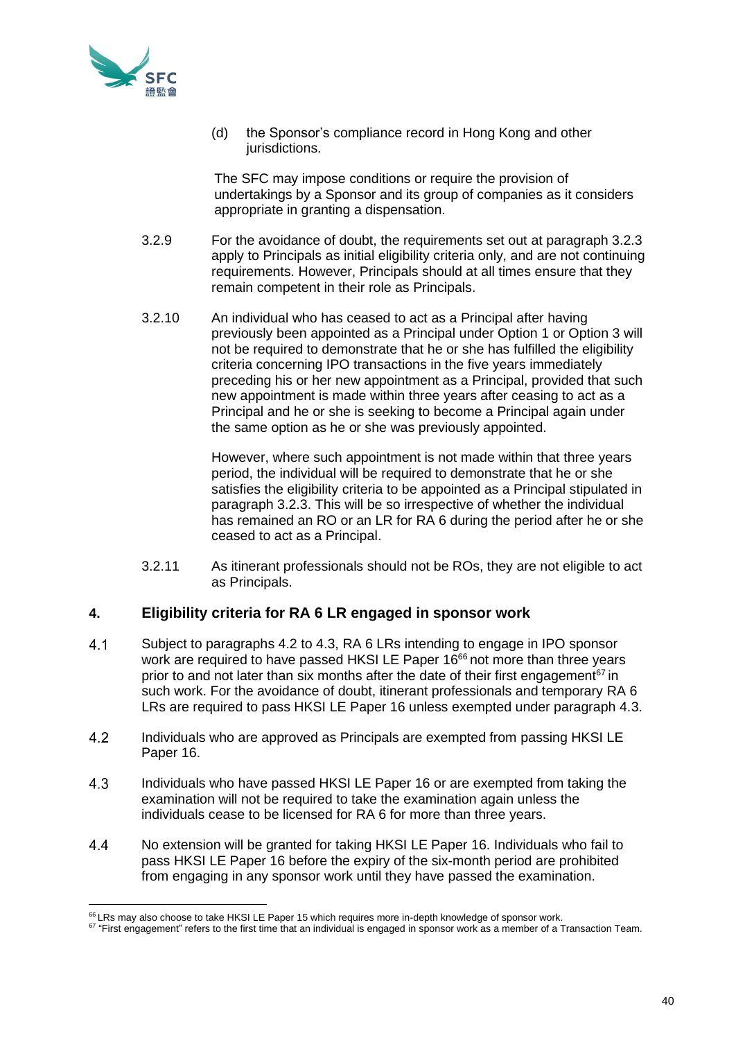(d) the Sponsor's compliance record in Hong Kong and other jurisdictions.

The SFC may impose conditions or require the provision of undertakings by a Sponsor and its group of companies as it considers appropriate in granting a dispensation.

3.2.9 For the avoidance of doubt, the requirements set out at paragraph 3.2.3 apply to Principals as initial eligibility criteria only, and are not continuing requirements. However, Principals should at all times ensure that they remain competent in their role as Principals.

3.2.10 An individual who has ceased to act as a Principal after having previously been appointed as a Principal under Option 1 or Option 3 will not be required to demonstrate that he or she has fulfilled the eligibility criteria concerning IPO transactions in the five years immediately preceding his or her new appointment as a Principal, provided that such new appointment is made within three years after ceasing to act as a Principal and he or she is seeking to become a Principal again under the same option as he or she was previously appointed.

However, where such appointment is not made within that three years period, the individual will be required to demonstrate that he or she satisfies the eligibility criteria to be appointed as a Principal stipulated in paragraph 3.2.3. This will be so irrespective of whether the individual has remained an RO or an LR for RA 6 during the period after he or she ceased to act as a Principal.

3.2.11 As itinerant professionals should not be ROs, they are not eligible to act as Principals.

## 4. Eligibility criteria for RA 6 LR engaged in sponsor work

4.1 Subject to paragraphs 4.2 to 4.3, RA 6 LRs intending to engage in IPO sponsor work are required to have passed HKSI LE Paper 16[66] not more than three years prior to and not later than six months after the date of their first engagement[67] in such work. For the avoidance of doubt, itinerant professionals and temporary RA 6 LRs are required to pass HKSI LE Paper 16 unless exempted under paragraph 4.3.

4.2 Individuals who are approved as Principals are exempted from passing HKSI LE Paper 16.

4.3 Individuals who have passed HKSI LE Paper 16 or are exempted from taking the examination will not be required to take the examination again unless the individuals cease to be licensed for RA 6 for more than three years.

4.4 No extension will be granted for taking HKSI LE Paper 16. Individuals who fail to pass HKSI LE Paper 16 before the expiry of the six-month period are prohibited from engaging in any sponsor work until they have passed the examination.

---

[66] LRs may also choose to take HKSI LE Paper 15 which requires more in-depth knowledge of sponsor work.

[67] "First engagement" refers to the first time that an individual is engaged in sponsor work as a member of a Transaction Team.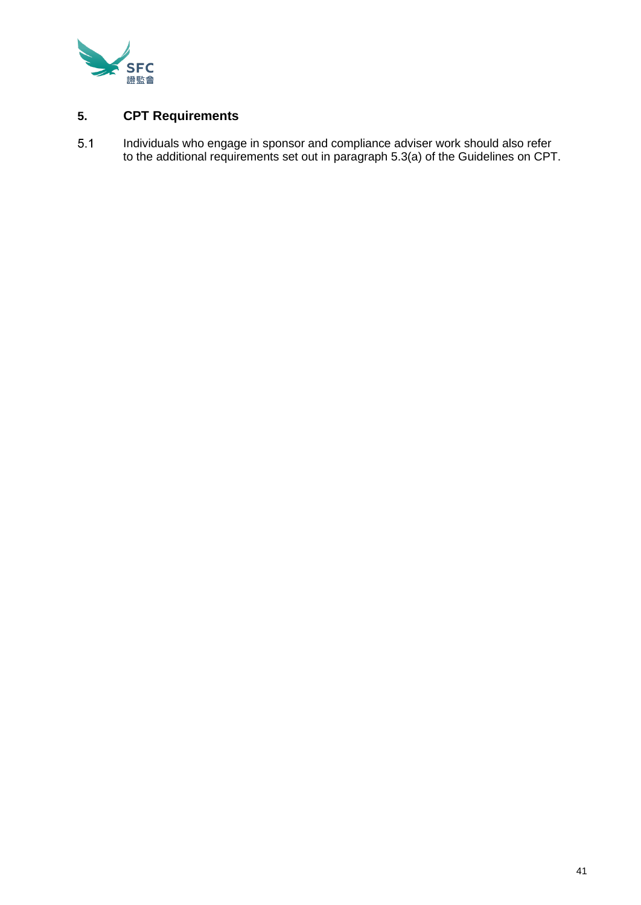## 5. CPT Requirements

5.1 Individuals who engage in sponsor and compliance adviser work should also refer to the additional requirements set out in paragraph 5.3(a) of the Guidelines on CPT.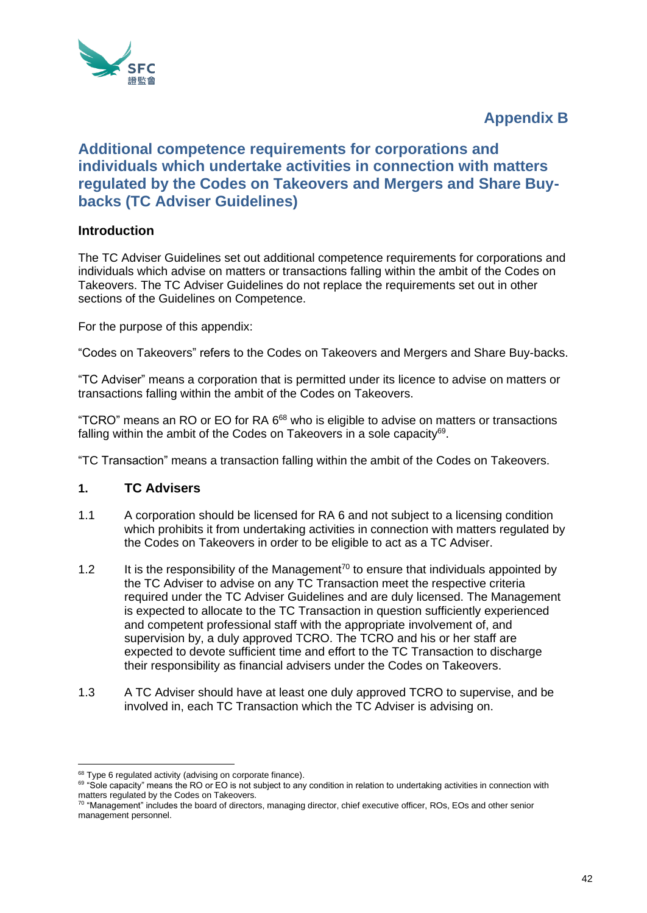# Appendix B

## Additional competence requirements for corporations and individuals which undertake activities in connection with matters regulated by the Codes on Takeovers and Mergers and Share Buy-backs (TC Adviser Guidelines)

### Introduction

The TC Adviser Guidelines set out additional competence requirements for corporations and individuals which advise on matters or transactions falling within the ambit of the Codes on Takeovers. The TC Adviser Guidelines do not replace the requirements set out in other sections of the Guidelines on Competence.

For the purpose of this appendix:

"Codes on Takeovers" refers to the Codes on Takeovers and Mergers and Share Buy-backs.

"TC Adviser" means a corporation that is permitted under its licence to advise on matters or transactions falling within the ambit of the Codes on Takeovers.

"TCRO" means an RO or EO for RA 6[68] who is eligible to advise on matters or transactions falling within the ambit of the Codes on Takeovers in a sole capacity[69].

"TC Transaction" means a transaction falling within the ambit of the Codes on Takeovers.

### 1. TC Advisers

1.1 A corporation should be licensed for RA 6 and not subject to a licensing condition which prohibits it from undertaking activities in connection with matters regulated by the Codes on Takeovers in order to be eligible to act as a TC Adviser.

1.2 It is the responsibility of the Management[70] to ensure that individuals appointed by the TC Adviser to advise on any TC Transaction meet the respective criteria required under the TC Adviser Guidelines and are duly licensed. The Management is expected to allocate to the TC Transaction in question sufficiently experienced and competent professional staff with the appropriate involvement of, and supervision by, a duly approved TCRO. The TCRO and his or her staff are expected to devote sufficient time and effort to the TC Transaction to discharge their responsibility as financial advisers under the Codes on Takeovers.

1.3 A TC Adviser should have at least one duly approved TCRO to supervise, and be involved in, each TC Transaction which the TC Adviser is advising on.

---

[68] Type 6 regulated activity (advising on corporate finance).

[69] "Sole capacity" means the RO or EO is not subject to any condition in relation to undertaking activities in connection with matters regulated by the Codes on Takeovers.

[70] "Management" includes the board of directors, managing director, chief executive officer, ROs, EOs and other senior management personnel.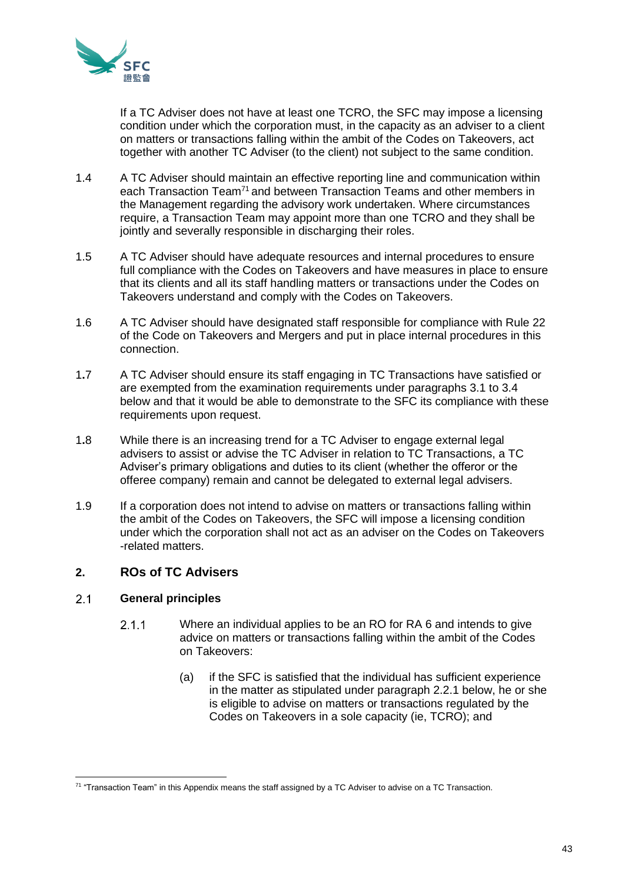If a TC Adviser does not have at least one TCRO, the SFC may impose a licensing condition under which the corporation must, in the capacity as an adviser to a client on matters or transactions falling within the ambit of the Codes on Takeovers, act together with another TC Adviser (to the client) not subject to the same condition.

1.4 A TC Adviser should maintain an effective reporting line and communication within each Transaction Team[71] and between Transaction Teams and other members in the Management regarding the advisory work undertaken. Where circumstances require, a Transaction Team may appoint more than one TCRO and they shall be jointly and severally responsible in discharging their roles.

1.5 A TC Adviser should have adequate resources and internal procedures to ensure full compliance with the Codes on Takeovers and have measures in place to ensure that its clients and all its staff handling matters or transactions under the Codes on Takeovers understand and comply with the Codes on Takeovers.

1.6 A TC Adviser should have designated staff responsible for compliance with Rule 22 of the Code on Takeovers and Mergers and put in place internal procedures in this connection.

1.7 A TC Adviser should ensure its staff engaging in TC Transactions have satisfied or are exempted from the examination requirements under paragraphs 3.1 to 3.4 below and that it would be able to demonstrate to the SFC its compliance with these requirements upon request.

1.8 While there is an increasing trend for a TC Adviser to engage external legal advisers to assist or advise the TC Adviser in relation to TC Transactions, a TC Adviser's primary obligations and duties to its client (whether the offeror or the offeree company) remain and cannot be delegated to external legal advisers.

1.9 If a corporation does not intend to advise on matters or transactions falling within the ambit of the Codes on Takeovers, the SFC will impose a licensing condition under which the corporation shall not act as an adviser on the Codes on Takeovers -related matters.

## 2. ROs of TC Advisers

### 2.1 General principles

2.1.1 Where an individual applies to be an RO for RA 6 and intends to give advice on matters or transactions falling within the ambit of the Codes on Takeovers:

(a) if the SFC is satisfied that the individual has sufficient experience in the matter as stipulated under paragraph 2.2.1 below, he or she is eligible to advise on matters or transactions regulated by the Codes on Takeovers in a sole capacity (ie, TCRO); and

[71] "Transaction Team" in this Appendix means the staff assigned by a TC Adviser to advise on a TC Transaction.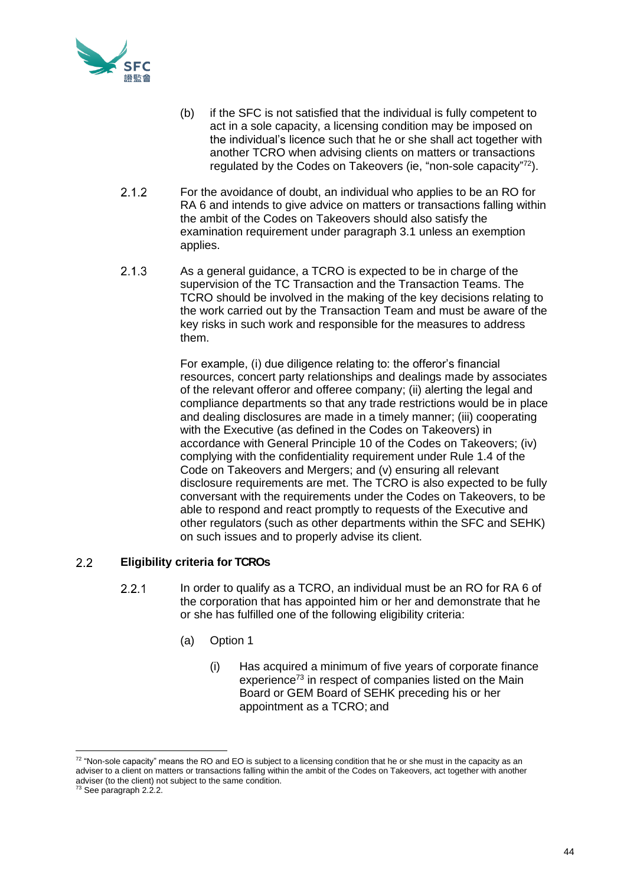(b) if the SFC is not satisfied that the individual is fully competent to act in a sole capacity, a licensing condition may be imposed on the individual's licence such that he or she shall act together with another TCRO when advising clients on matters or transactions regulated by the Codes on Takeovers (ie, "non-sole capacity"[72]).

2.1.2 For the avoidance of doubt, an individual who applies to be an RO for RA 6 and intends to give advice on matters or transactions falling within the ambit of the Codes on Takeovers should also satisfy the examination requirement under paragraph 3.1 unless an exemption applies.

2.1.3 As a general guidance, a TCRO is expected to be in charge of the supervision of the TC Transaction and the Transaction Teams. The TCRO should be involved in the making of the key decisions relating to the work carried out by the Transaction Team and must be aware of the key risks in such work and responsible for the measures to address them.

For example, (i) due diligence relating to: the offeror's financial resources, concert party relationships and dealings made by associates of the relevant offeror and offeree company; (ii) alerting the legal and compliance departments so that any trade restrictions would be in place and dealing disclosures are made in a timely manner; (iii) cooperating with the Executive (as defined in the Codes on Takeovers) in accordance with General Principle 10 of the Codes on Takeovers; (iv) complying with the confidentiality requirement under Rule 1.4 of the Code on Takeovers and Mergers; and (v) ensuring all relevant disclosure requirements are met. The TCRO is also expected to be fully conversant with the requirements under the Codes on Takeovers, to be able to respond and react promptly to requests of the Executive and other regulators (such as other departments within the SFC and SEHK) on such issues and to properly advise its client.

## 2.2 Eligibility criteria for TCROs

2.2.1 In order to qualify as a TCRO, an individual must be an RO for RA 6 of the corporation that has appointed him or her and demonstrate that he or she has fulfilled one of the following eligibility criteria:

(a) Option 1

(i) Has acquired a minimum of five years of corporate finance experience[73] in respect of companies listed on the Main Board or GEM Board of SEHK preceding his or her appointment as a TCRO; and

---

[72] "Non-sole capacity" means the RO and EO is subject to a licensing condition that he or she must in the capacity as an adviser to a client on matters or transactions falling within the ambit of the Codes on Takeovers, act together with another adviser (to the client) not subject to the same condition.

[73] See paragraph 2.2.2.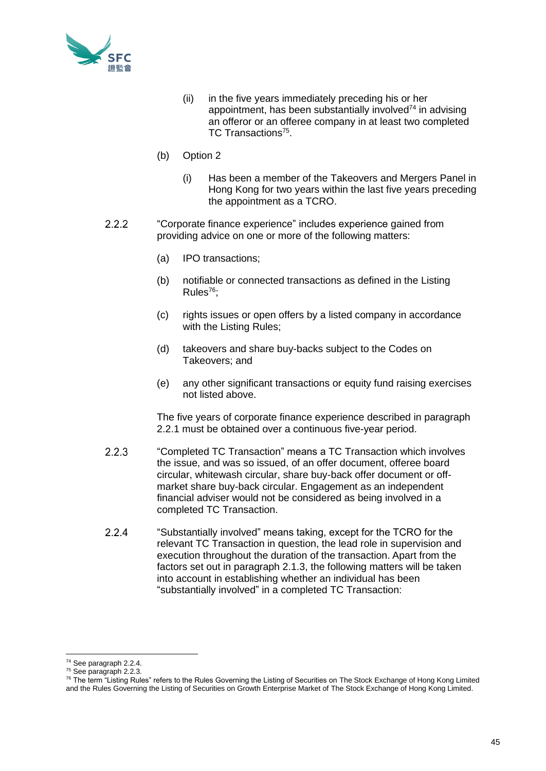(ii) in the five years immediately preceding his or her appointment, has been substantially involved[74] in advising an offeror or an offeree company in at least two completed TC Transactions[75].

(b) Option 2

(i) Has been a member of the Takeovers and Mergers Panel in Hong Kong for two years within the last five years preceding the appointment as a TCRO.

2.2.2 "Corporate finance experience" includes experience gained from providing advice on one or more of the following matters:

(a) IPO transactions;

(b) notifiable or connected transactions as defined in the Listing Rules[76];

(c) rights issues or open offers by a listed company in accordance with the Listing Rules;

(d) takeovers and share buy-backs subject to the Codes on Takeovers; and

(e) any other significant transactions or equity fund raising exercises not listed above.

The five years of corporate finance experience described in paragraph 2.2.1 must be obtained over a continuous five-year period.

2.2.3 "Completed TC Transaction" means a TC Transaction which involves the issue, and was so issued, of an offer document, offeree board circular, whitewash circular, share buy-back offer document or off-market share buy-back circular. Engagement as an independent financial adviser would not be considered as being involved in a completed TC Transaction.

2.2.4 "Substantially involved" means taking, except for the TCRO for the relevant TC Transaction in question, the lead role in supervision and execution throughout the duration of the transaction. Apart from the factors set out in paragraph 2.1.3, the following matters will be taken into account in establishing whether an individual has been "substantially involved" in a completed TC Transaction:

---

[74] See paragraph 2.2.4.

[75] See paragraph 2.2.3.

[76] The term "Listing Rules" refers to the Rules Governing the Listing of Securities on The Stock Exchange of Hong Kong Limited and the Rules Governing the Listing of Securities on Growth Enterprise Market of The Stock Exchange of Hong Kong Limited.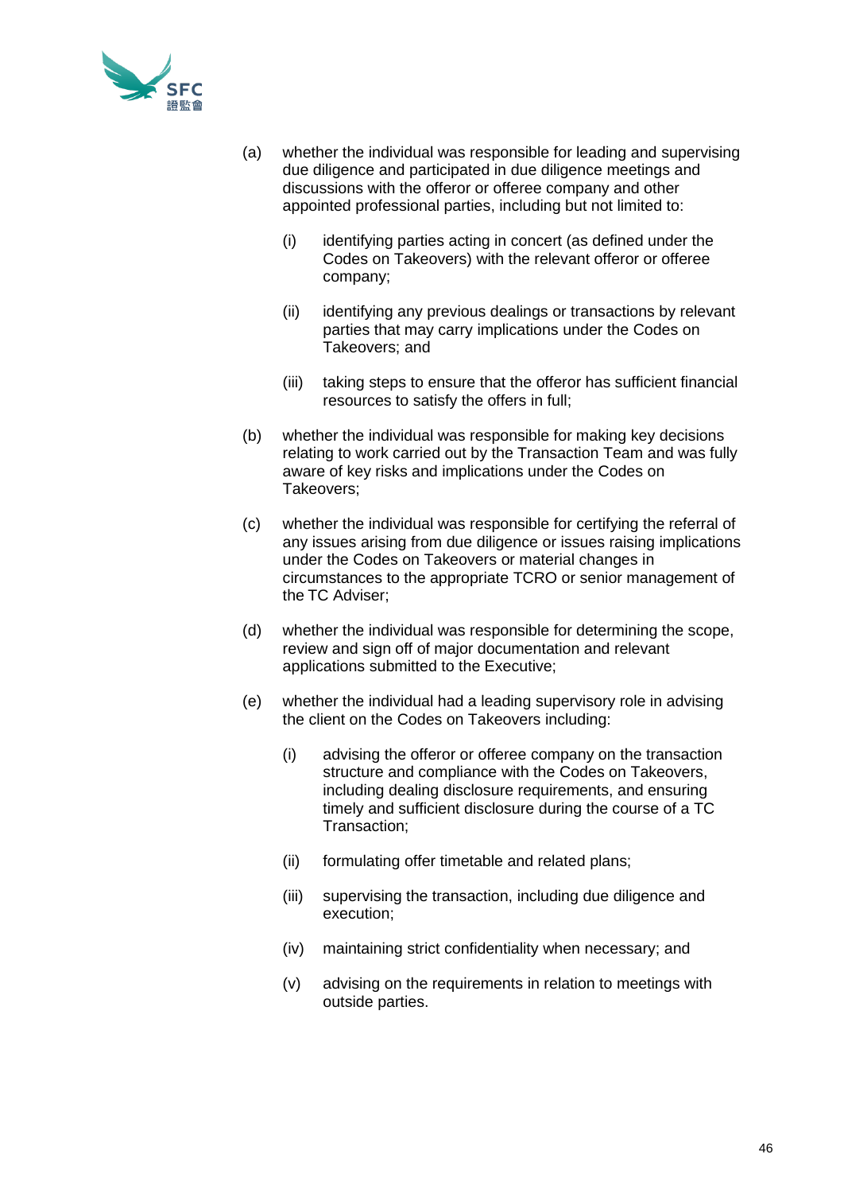(a) whether the individual was responsible for leading and supervising due diligence and participated in due diligence meetings and discussions with the offeror or offeree company and other appointed professional parties, including but not limited to:

   (i) identifying parties acting in concert (as defined under the Codes on Takeovers) with the relevant offeror or offeree company;

   (ii) identifying any previous dealings or transactions by relevant parties that may carry implications under the Codes on Takeovers; and

   (iii) taking steps to ensure that the offeror has sufficient financial resources to satisfy the offers in full;

(b) whether the individual was responsible for making key decisions relating to work carried out by the Transaction Team and was fully aware of key risks and implications under the Codes on Takeovers;

(c) whether the individual was responsible for certifying the referral of any issues arising from due diligence or issues raising implications under the Codes on Takeovers or material changes in circumstances to the appropriate TCRO or senior management of the TC Adviser;

(d) whether the individual was responsible for determining the scope, review and sign off of major documentation and relevant applications submitted to the Executive;

(e) whether the individual had a leading supervisory role in advising the client on the Codes on Takeovers including:

   (i) advising the offeror or offeree company on the transaction structure and compliance with the Codes on Takeovers, including dealing disclosure requirements, and ensuring timely and sufficient disclosure during the course of a TC Transaction;

   (ii) formulating offer timetable and related plans;

   (iii) supervising the transaction, including due diligence and execution;

   (iv) maintaining strict confidentiality when necessary; and

   (v) advising on the requirements in relation to meetings with outside parties.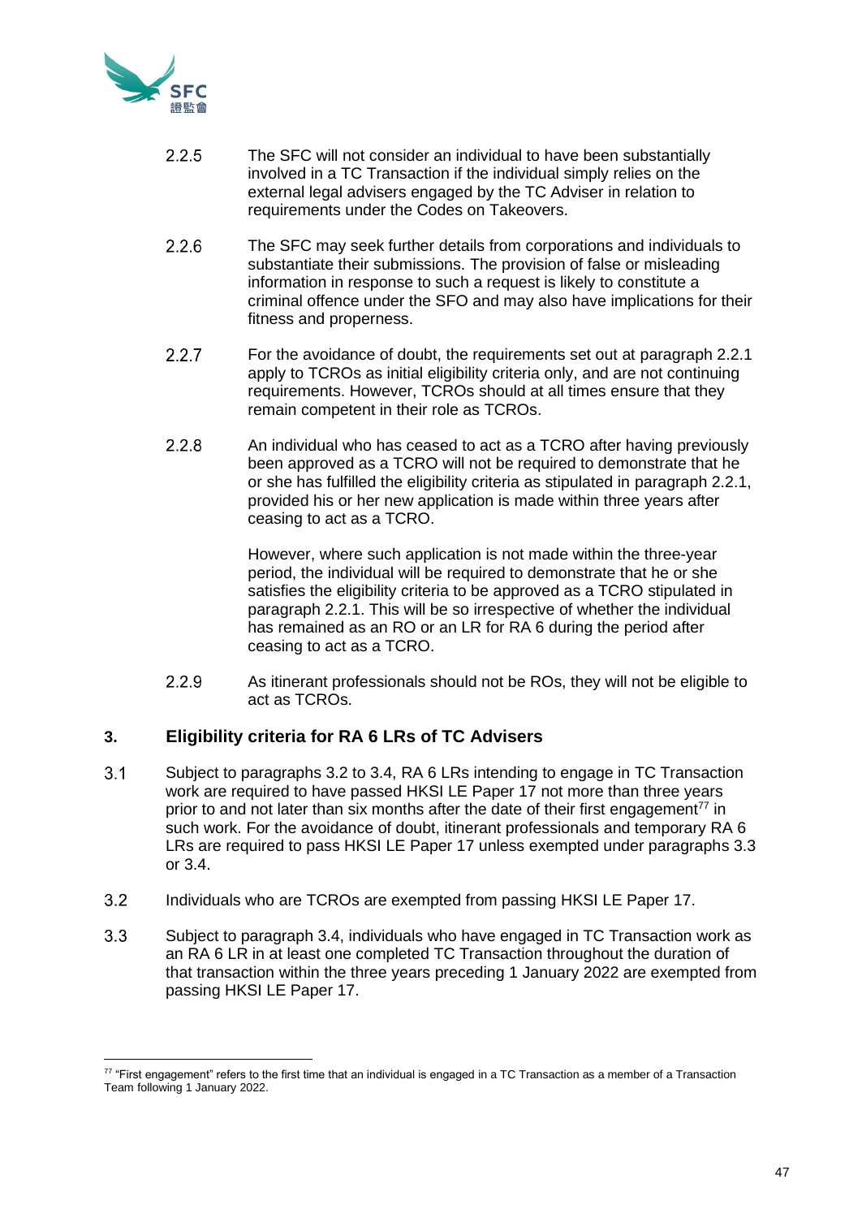2.2.5 The SFC will not consider an individual to have been substantially involved in a TC Transaction if the individual simply relies on the external legal advisers engaged by the TC Adviser in relation to requirements under the Codes on Takeovers.

2.2.6 The SFC may seek further details from corporations and individuals to substantiate their submissions. The provision of false or misleading information in response to such a request is likely to constitute a criminal offence under the SFO and may also have implications for their fitness and properness.

2.2.7 For the avoidance of doubt, the requirements set out at paragraph 2.2.1 apply to TCROs as initial eligibility criteria only, and are not continuing requirements. However, TCROs should at all times ensure that they remain competent in their role as TCROs.

2.2.8 An individual who has ceased to act as a TCRO after having previously been approved as a TCRO will not be required to demonstrate that he or she has fulfilled the eligibility criteria as stipulated in paragraph 2.2.1, provided his or her new application is made within three years after ceasing to act as a TCRO.

However, where such application is not made within the three-year period, the individual will be required to demonstrate that he or she satisfies the eligibility criteria to be approved as a TCRO stipulated in paragraph 2.2.1. This will be so irrespective of whether the individual has remained as an RO or an LR for RA 6 during the period after ceasing to act as a TCRO.

2.2.9 As itinerant professionals should not be ROs, they will not be eligible to act as TCROs.

## 3. Eligibility criteria for RA 6 LRs of TC Advisers

3.1 Subject to paragraphs 3.2 to 3.4, RA 6 LRs intending to engage in TC Transaction work are required to have passed HKSI LE Paper 17 not more than three years prior to and not later than six months after the date of their first engagement[77] in such work. For the avoidance of doubt, itinerant professionals and temporary RA 6 LRs are required to pass HKSI LE Paper 17 unless exempted under paragraphs 3.3 or 3.4.

3.2 Individuals who are TCROs are exempted from passing HKSI LE Paper 17.

3.3 Subject to paragraph 3.4, individuals who have engaged in TC Transaction work as an RA 6 LR in at least one completed TC Transaction throughout the duration of that transaction within the three years preceding 1 January 2022 are exempted from passing HKSI LE Paper 17.

---

[77] "First engagement" refers to the first time that an individual is engaged in a TC Transaction as a member of a Transaction Team following 1 January 2022.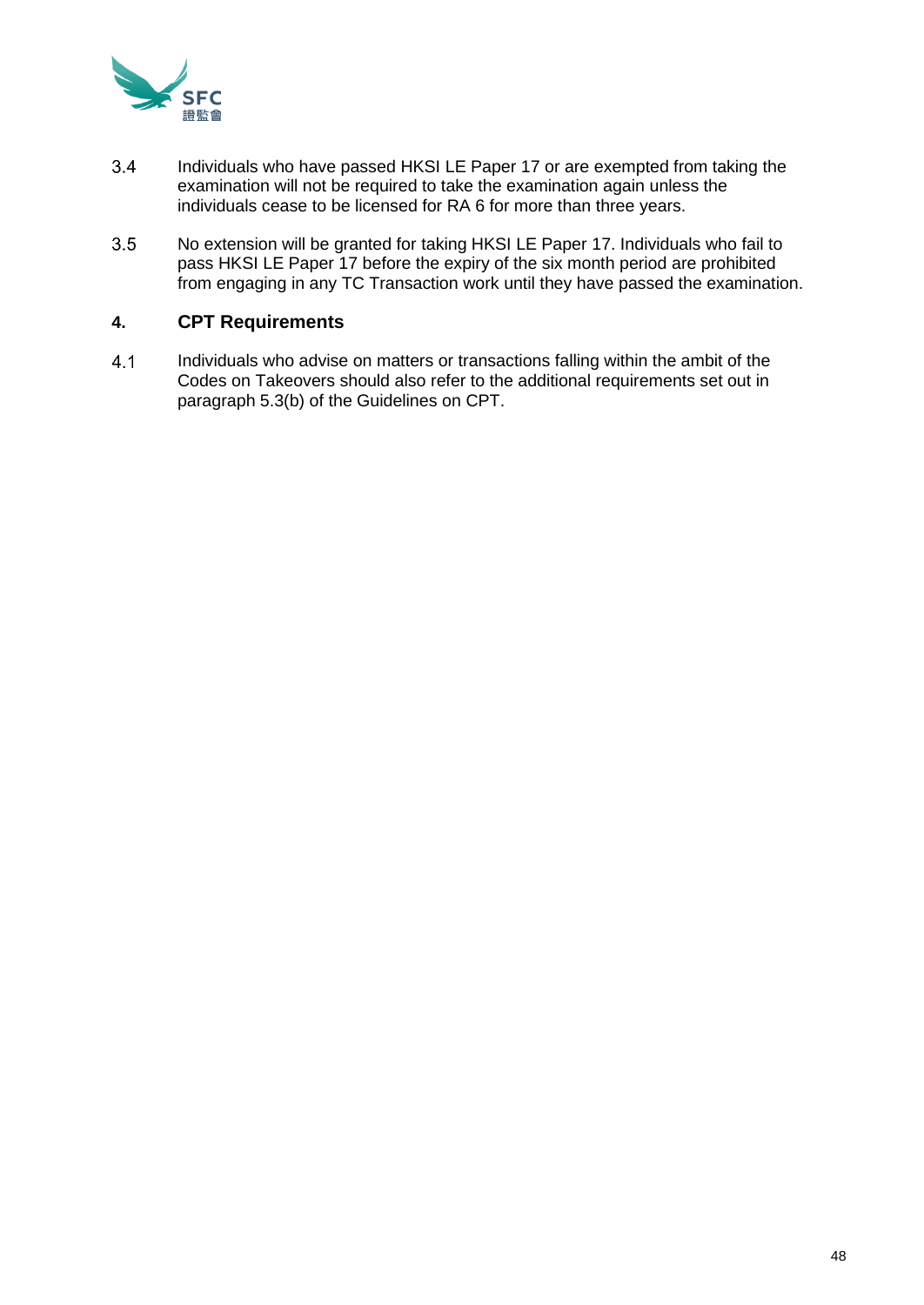3.4 Individuals who have passed HKSI LE Paper 17 or are exempted from taking the examination will not be required to take the examination again unless the individuals cease to be licensed for RA 6 for more than three years.

3.5 No extension will be granted for taking HKSI LE Paper 17. Individuals who fail to pass HKSI LE Paper 17 before the expiry of the six month period are prohibited from engaging in any TC Transaction work until they have passed the examination.

## 4. CPT Requirements

4.1 Individuals who advise on matters or transactions falling within the ambit of the Codes on Takeovers should also refer to the additional requirements set out in paragraph 5.3(b) of the Guidelines on CPT.